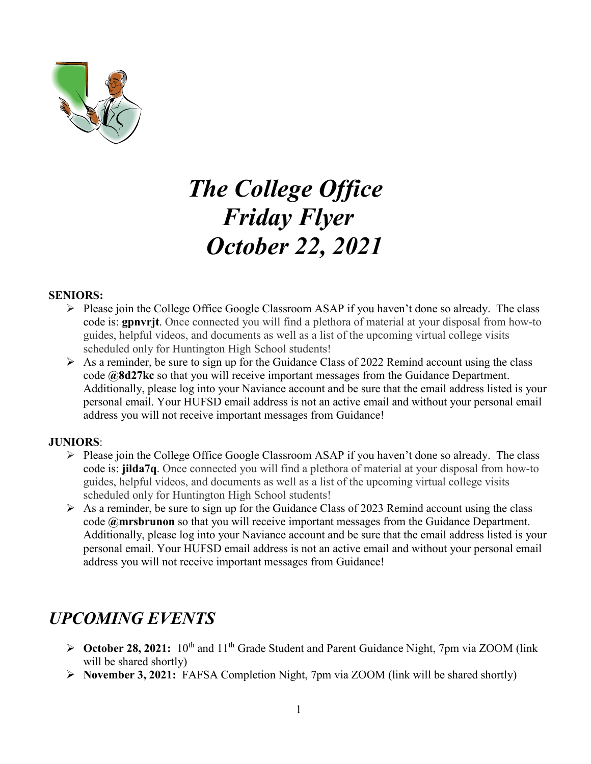# *The College Office Friday Flyer October 22, 2021*

**SENIORS:**

- Please join the College Office Google Classroom ASAP if you haven't done so already. The class code is: **gpnvrjt**. Once connected you will find a plethora of material at your disposal from how-to guides, helpful videos, and documents as well as a list of the upcoming virtual college visits scheduled only for Huntington High School students!
- As a reminder, be sure to sign up for the Guidance Class of 2022 Remind account using the class code **@8d27kc** so that you will receive important messages from the Guidance Department. Additionally, please log into your Naviance account and be sure that the email address listed is your personal email. Your HUFSD email address is not an active email and without your personal email address you will not receive important messages from Guidance!

**JUNIORS**:

- Please join the College Office Google Classroom ASAP if you haven't done so already. The class code is: **jilda7q**. Once connected you will find a plethora of material at your disposal from how-to guides, helpful videos, and documents as well as a list of the upcoming virtual college visits scheduled only for Huntington High School students!
- As a reminder, be sure to sign up for the Guidance Class of 2023 Remind account using the class code **@mrsbrunon** so that you will receive important messages from the Guidance Department. Additionally, please log into your Naviance account and be sure that the email address listed is your personal email. Your HUFSD email address is not an active email and without your personal email address you will not receive important messages from Guidance!

## *UPCOMING EVENTS*

- **October 28, 2021:** 10th and 11th Grade Student and Parent Guidance Night, 7pm via ZOOM (link will be shared shortly)
- **November 3, 2021:** FAFSA Completion Night, 7pm via ZOOM (link will be shared shortly)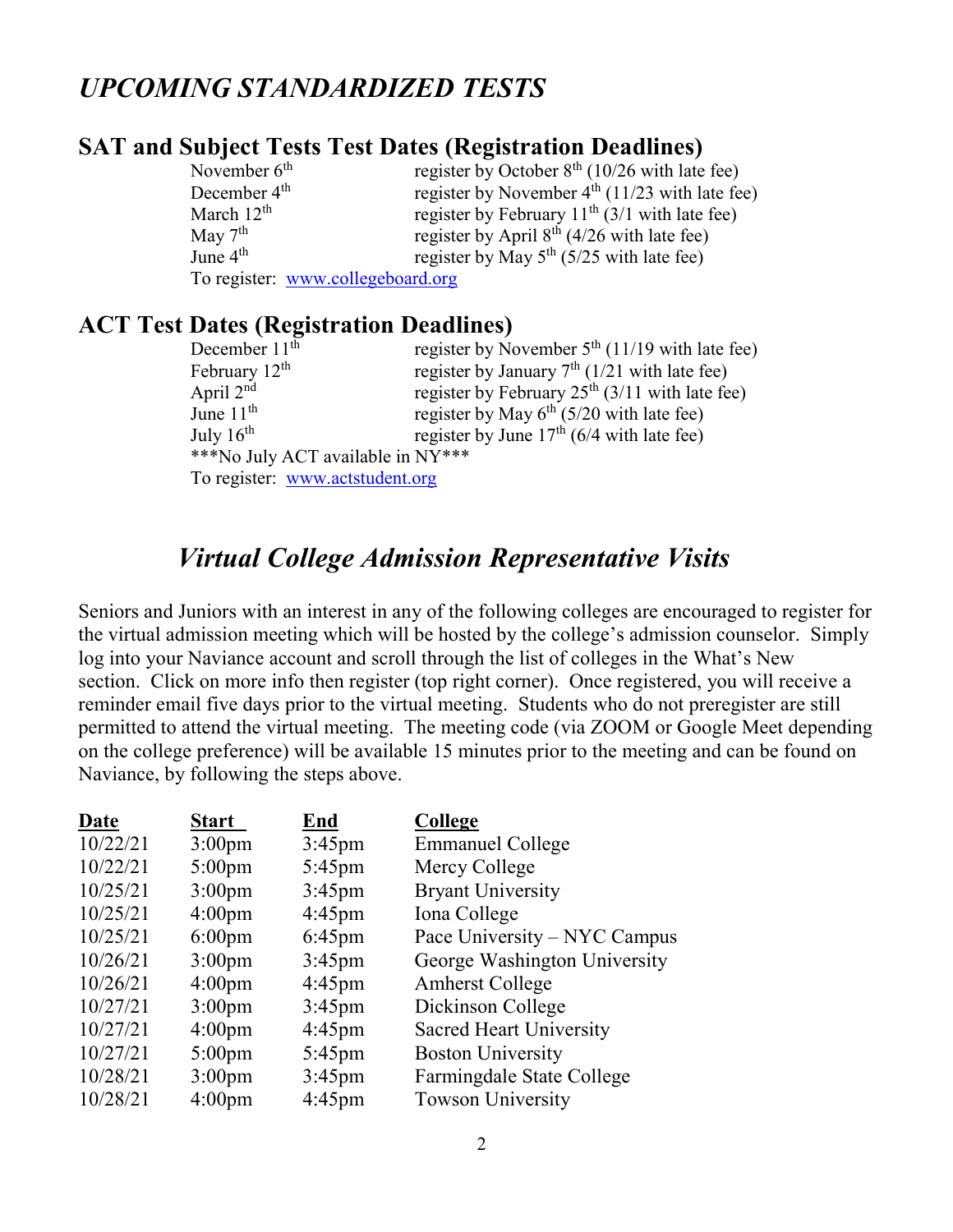# *UPCOMING STANDARDIZED TESTS*

## SAT and Subject Tests Test Dates (Registration Deadlines)

| | |
|---|---|
| November 6th | register by October 8th (10/26 with late fee) |
| December 4th | register by November 4th (11/23 with late fee) |
| March 12th | register by February 11th (3/1 with late fee) |
| May 7th | register by April 8th (4/26 with late fee) |
| June 4th | register by May 5th (5/25 with late fee) |

To register: www.collegeboard.org

## ACT Test Dates (Registration Deadlines)

| | |
|---|---|
| December 11th | register by November 5th (11/19 with late fee) |
| February 12th | register by January 7th (1/21 with late fee) |
| April 2nd | register by February 25th (3/11 with late fee) |
| June 11th | register by May 6th (5/20 with late fee) |
| July 16th | register by June 17th (6/4 with late fee) |

***No July ACT available in NY***

To register: www.actstudent.org

## *Virtual College Admission Representative Visits*

Seniors and Juniors with an interest in any of the following colleges are encouraged to register for the virtual admission meeting which will be hosted by the college's admission counselor. Simply log into your Naviance account and scroll through the list of colleges in the What's New section. Click on more info then register (top right corner). Once registered, you will receive a reminder email five days prior to the virtual meeting. Students who do not preregister are still permitted to attend the virtual meeting. The meeting code (via ZOOM or Google Meet depending on the college preference) will be available 15 minutes prior to the meeting and can be found on Naviance, by following the steps above.

| Date | Start | End | College |
|---|---|---|---|
| 10/22/21 | 3:00pm | 3:45pm | Emmanuel College |
| 10/22/21 | 5:00pm | 5:45pm | Mercy College |
| 10/25/21 | 3:00pm | 3:45pm | Bryant University |
| 10/25/21 | 4:00pm | 4:45pm | Iona College |
| 10/25/21 | 6:00pm | 6:45pm | Pace University – NYC Campus |
| 10/26/21 | 3:00pm | 3:45pm | George Washington University |
| 10/26/21 | 4:00pm | 4:45pm | Amherst College |
| 10/27/21 | 3:00pm | 3:45pm | Dickinson College |
| 10/27/21 | 4:00pm | 4:45pm | Sacred Heart University |
| 10/27/21 | 5:00pm | 5:45pm | Boston University |
| 10/28/21 | 3:00pm | 3:45pm | Farmingdale State College |
| 10/28/21 | 4:00pm | 4:45pm | Towson University |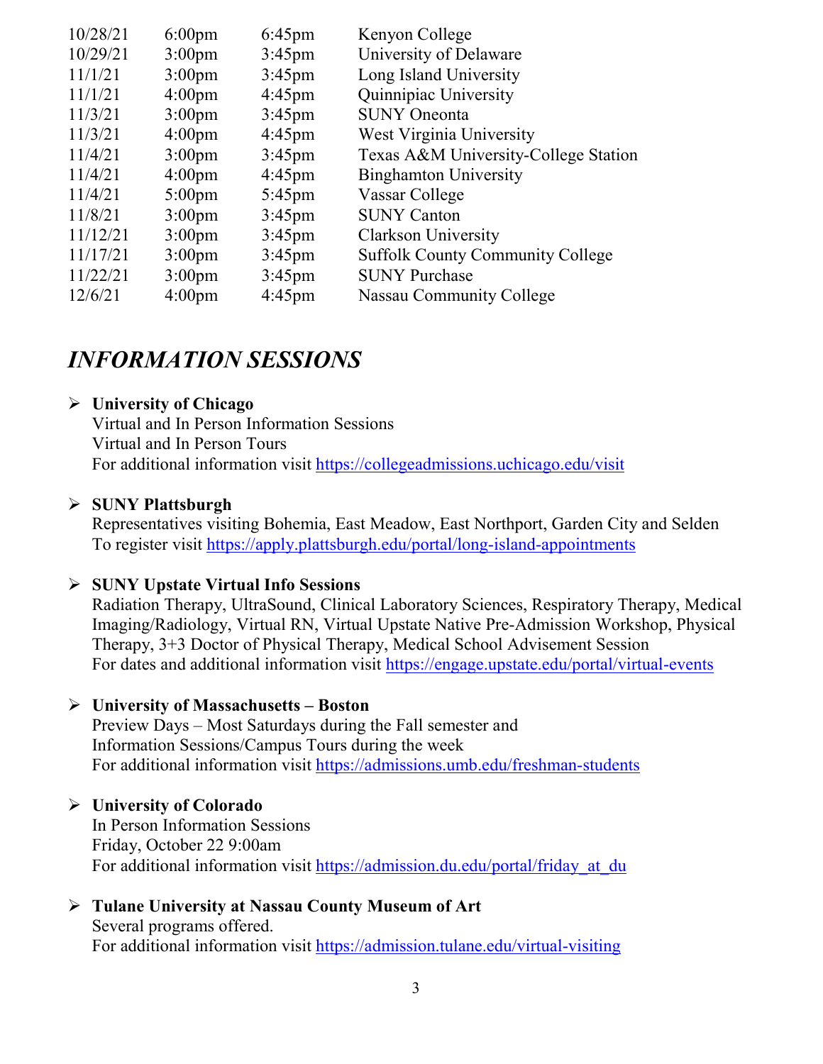| | | | |
|---|---|---|---|
| 10/28/21 | 6:00pm | 6:45pm | Kenyon College |
| 10/29/21 | 3:00pm | 3:45pm | University of Delaware |
| 11/1/21 | 3:00pm | 3:45pm | Long Island University |
| 11/1/21 | 4:00pm | 4:45pm | Quinnipiac University |
| 11/3/21 | 3:00pm | 3:45pm | SUNY Oneonta |
| 11/3/21 | 4:00pm | 4:45pm | West Virginia University |
| 11/4/21 | 3:00pm | 3:45pm | Texas A&M University-College Station |
| 11/4/21 | 4:00pm | 4:45pm | Binghamton University |
| 11/4/21 | 5:00pm | 5:45pm | Vassar College |
| 11/8/21 | 3:00pm | 3:45pm | SUNY Canton |
| 11/12/21 | 3:00pm | 3:45pm | Clarkson University |
| 11/17/21 | 3:00pm | 3:45pm | Suffolk County Community College |
| 11/22/21 | 3:00pm | 3:45pm | SUNY Purchase |
| 12/6/21 | 4:00pm | 4:45pm | Nassau Community College |

## *INFORMATION SESSIONS*

- **University of Chicago**
  Virtual and In Person Information Sessions
  Virtual and In Person Tours
  For additional information visit https://collegeadmissions.uchicago.edu/visit

- **SUNY Plattsburgh**
  Representatives visiting Bohemia, East Meadow, East Northport, Garden City and Selden
  To register visit https://apply.plattsburgh.edu/portal/long-island-appointments

- **SUNY Upstate Virtual Info Sessions**
  Radiation Therapy, UltraSound, Clinical Laboratory Sciences, Respiratory Therapy, Medical Imaging/Radiology, Virtual RN, Virtual Upstate Native Pre-Admission Workshop, Physical Therapy, 3+3 Doctor of Physical Therapy, Medical School Advisement Session
  For dates and additional information visit https://engage.upstate.edu/portal/virtual-events

- **University of Massachusetts – Boston**
  Preview Days – Most Saturdays during the Fall semester and
  Information Sessions/Campus Tours during the week
  For additional information visit https://admissions.umb.edu/freshman-students

- **University of Colorado**
  In Person Information Sessions
  Friday, October 22 9:00am
  For additional information visit https://admission.du.edu/portal/friday_at_du

- **Tulane University at Nassau County Museum of Art**
  Several programs offered.
  For additional information visit https://admission.tulane.edu/virtual-visiting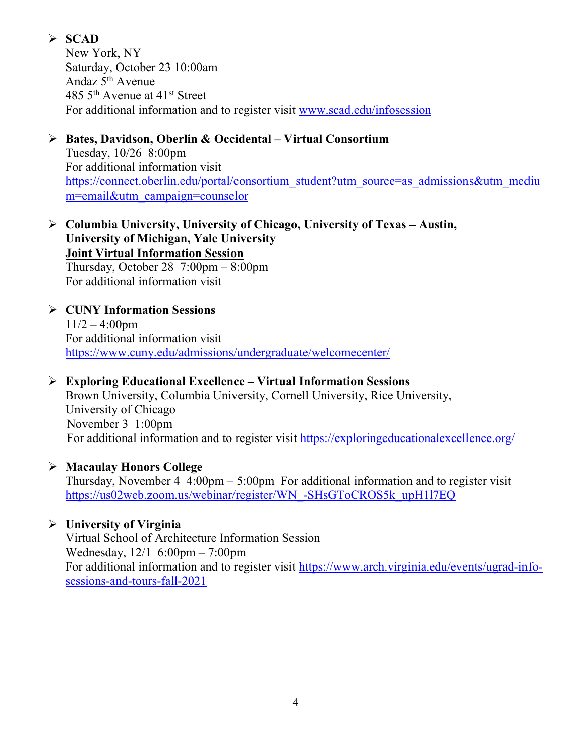- **SCAD**
  New York, NY
  Saturday, October 23 10:00am
  Andaz 5th Avenue
  485 5th Avenue at 41st Street
  For additional information and to register visit www.scad.edu/infosession

- **Bates, Davidson, Oberlin & Occidental – Virtual Consortium**
  Tuesday, 10/26 8:00pm
  For additional information visit
  https://connect.oberlin.edu/portal/consortium_student?utm_source=as_admissions&utm_medium=email&utm_campaign=counselor

- **Columbia University, University of Chicago, University of Texas – Austin, University of Michigan, Yale University**
  **Joint Virtual Information Session**
  Thursday, October 28 7:00pm – 8:00pm
  For additional information visit

- **CUNY Information Sessions**
  11/2 – 4:00pm
  For additional information visit
  https://www.cuny.edu/admissions/undergraduate/welcomecenter/

- **Exploring Educational Excellence – Virtual Information Sessions**
  Brown University, Columbia University, Cornell University, Rice University, University of Chicago
  November 3 1:00pm
  For additional information and to register visit https://exploringeducationalexcellence.org/

- **Macaulay Honors College**
  Thursday, November 4 4:00pm – 5:00pm For additional information and to register visit https://us02web.zoom.us/webinar/register/WN_-SHsGToCROS5k_upH1l7EQ

- **University of Virginia**
  Virtual School of Architecture Information Session
  Wednesday, 12/1 6:00pm – 7:00pm
  For additional information and to register visit https://www.arch.virginia.edu/events/ugrad-info-sessions-and-tours-fall-2021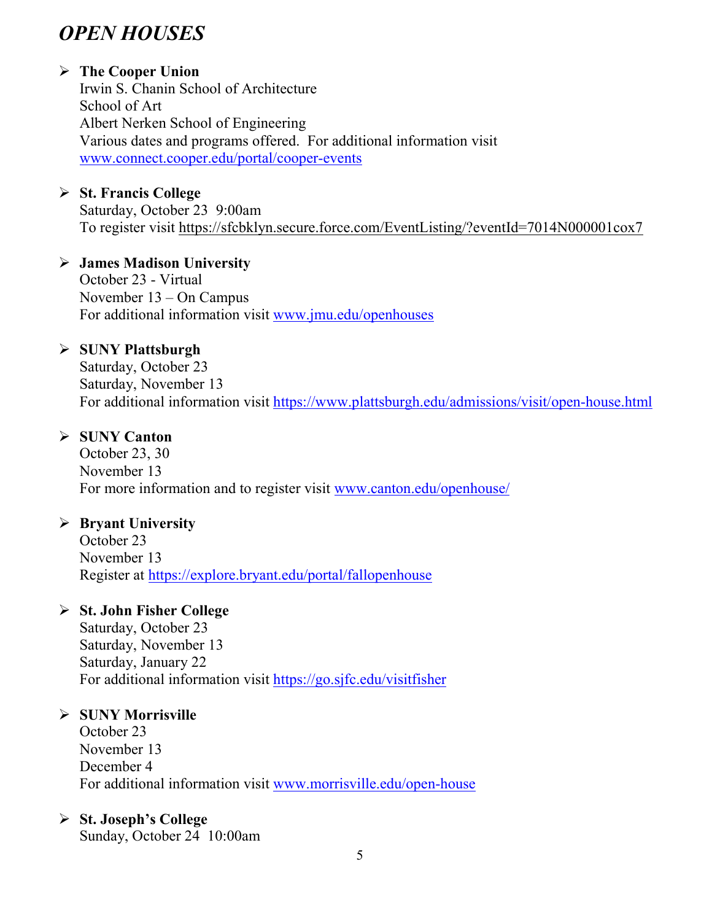# *OPEN HOUSES*

- **The Cooper Union**
  Irwin S. Chanin School of Architecture
  School of Art
  Albert Nerken School of Engineering
  Various dates and programs offered. For additional information visit [www.connect.cooper.edu/portal/cooper-events](www.connect.cooper.edu/portal/cooper-events)

- **St. Francis College**
  Saturday, October 23 9:00am
  To register visit https://sfcbklyn.secure.force.com/EventListing/?eventId=7014N000001cox7

- **James Madison University**
  October 23 - Virtual
  November 13 – On Campus
  For additional information visit [www.jmu.edu/openhouses](www.jmu.edu/openhouses)

- **SUNY Plattsburgh**
  Saturday, October 23
  Saturday, November 13
  For additional information visit [https://www.plattsburgh.edu/admissions/visit/open-house.html](https://www.plattsburgh.edu/admissions/visit/open-house.html)

- **SUNY Canton**
  October 23, 30
  November 13
  For more information and to register visit [www.canton.edu/openhouse/](www.canton.edu/openhouse/)

- **Bryant University**
  October 23
  November 13
  Register at [https://explore.bryant.edu/portal/fallopenhouse](https://explore.bryant.edu/portal/fallopenhouse)

- **St. John Fisher College**
  Saturday, October 23
  Saturday, November 13
  Saturday, January 22
  For additional information visit [https://go.sjfc.edu/visitfisher](https://go.sjfc.edu/visitfisher)

- **SUNY Morrisville**
  October 23
  November 13
  December 4
  For additional information visit [www.morrisville.edu/open-house](www.morrisville.edu/open-house)

- **St. Joseph's College**
  Sunday, October 24 10:00am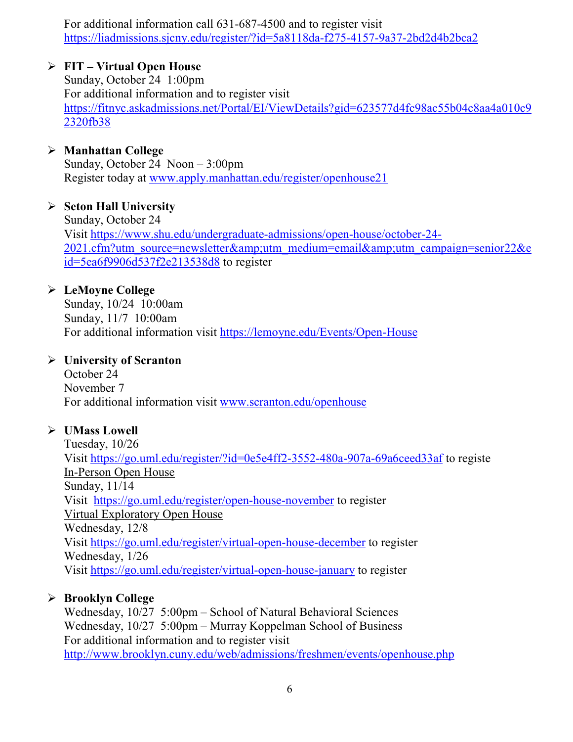For additional information call 631-687-4500 and to register visit https://liadmissions.sjcny.edu/register/?id=5a8118da-f275-4157-9a37-2bd2d4b2bca2

- **FIT – Virtual Open House**
  Sunday, October 24 1:00pm
  For additional information and to register visit https://fitnyc.askadmissions.net/Portal/EI/ViewDetails?gid=623577d4fc98ac55b04c8aa4a010c92320fb38

- **Manhattan College**
  Sunday, October 24 Noon – 3:00pm
  Register today at www.apply.manhattan.edu/register/openhouse21

- **Seton Hall University**
  Sunday, October 24
  Visit https://www.shu.edu/undergraduate-admissions/open-house/october-24-2021.cfm?utm_source=newsletter&amp;utm_medium=email&amp;utm_campaign=senior22&eid=5ea6f9906d537f2e213538d8 to register

- **LeMoyne College**
  Sunday, 10/24 10:00am
  Sunday, 11/7 10:00am
  For additional information visit https://lemoyne.edu/Events/Open-House

- **University of Scranton**
  October 24
  November 7
  For additional information visit www.scranton.edu/openhouse

- **UMass Lowell**
  Tuesday, 10/26
  Visit https://go.uml.edu/register/?id=0e5e4ff2-3552-480a-907a-69a6ceed33af to registe
  In-Person Open House
  Sunday, 11/14
  Visit https://go.uml.edu/register/open-house-november to register
  Virtual Exploratory Open House
  Wednesday, 12/8
  Visit https://go.uml.edu/register/virtual-open-house-december to register
  Wednesday, 1/26
  Visit https://go.uml.edu/register/virtual-open-house-january to register

- **Brooklyn College**
  Wednesday, 10/27 5:00pm – School of Natural Behavioral Sciences
  Wednesday, 10/27 5:00pm – Murray Koppelman School of Business
  For additional information and to register visit http://www.brooklyn.cuny.edu/web/admissions/freshmen/events/openhouse.php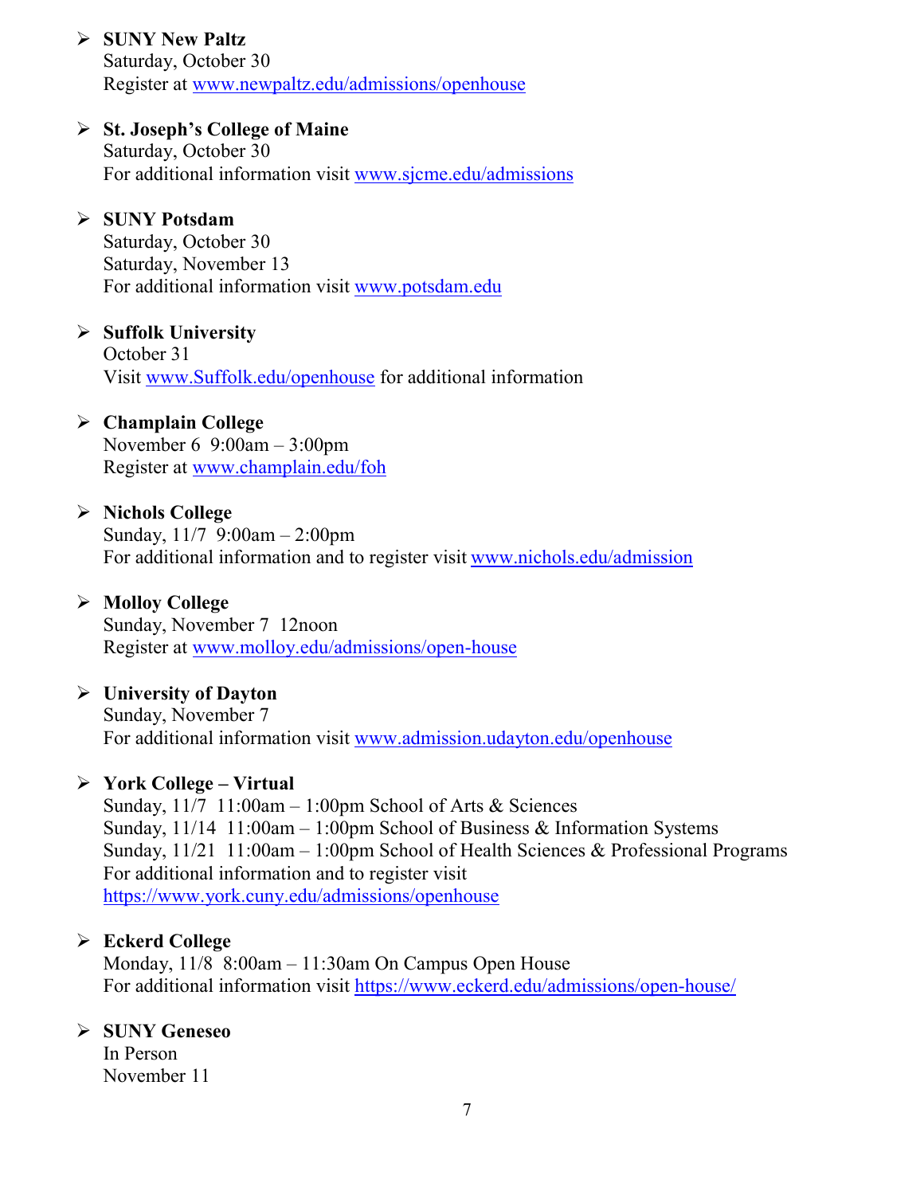- **SUNY New Paltz**
  Saturday, October 30
  Register at www.newpaltz.edu/admissions/openhouse

- **St. Joseph's College of Maine**
  Saturday, October 30
  For additional information visit www.sjcme.edu/admissions

- **SUNY Potsdam**
  Saturday, October 30
  Saturday, November 13
  For additional information visit www.potsdam.edu

- **Suffolk University**
  October 31
  Visit www.Suffolk.edu/openhouse for additional information

- **Champlain College**
  November 6 9:00am – 3:00pm
  Register at www.champlain.edu/foh

- **Nichols College**
  Sunday, 11/7 9:00am – 2:00pm
  For additional information and to register visit www.nichols.edu/admission

- **Molloy College**
  Sunday, November 7 12noon
  Register at www.molloy.edu/admissions/open-house

- **University of Dayton**
  Sunday, November 7
  For additional information visit www.admission.udayton.edu/openhouse

- **York College – Virtual**
  Sunday, 11/7 11:00am – 1:00pm School of Arts & Sciences
  Sunday, 11/14 11:00am – 1:00pm School of Business & Information Systems
  Sunday, 11/21 11:00am – 1:00pm School of Health Sciences & Professional Programs
  For additional information and to register visit
  https://www.york.cuny.edu/admissions/openhouse

- **Eckerd College**
  Monday, 11/8 8:00am – 11:30am On Campus Open House
  For additional information visit https://www.eckerd.edu/admissions/open-house/

- **SUNY Geneseo**
  In Person
  November 11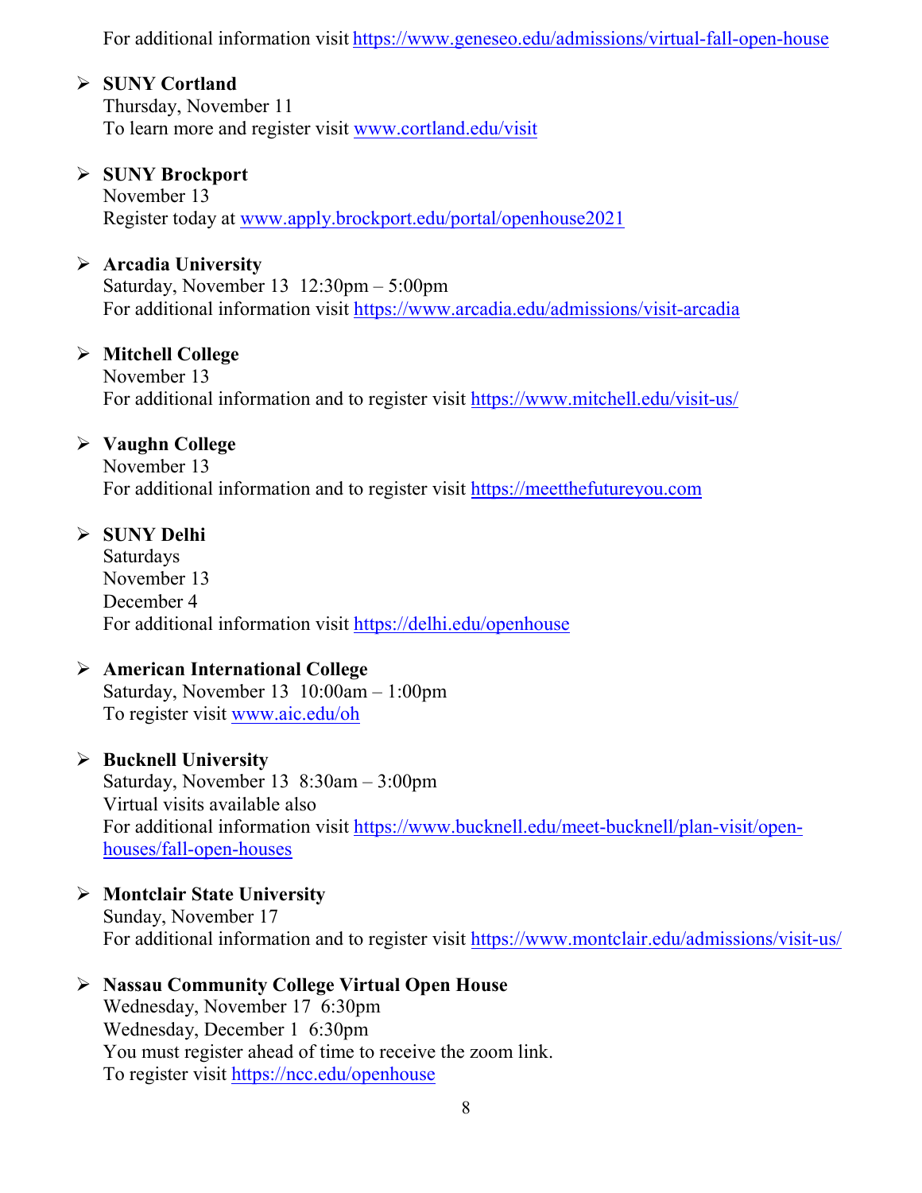For additional information visit https://www.geneseo.edu/admissions/virtual-fall-open-house

- **SUNY Cortland**
  Thursday, November 11
  To learn more and register visit www.cortland.edu/visit

- **SUNY Brockport**
  November 13
  Register today at www.apply.brockport.edu/portal/openhouse2021

- **Arcadia University**
  Saturday, November 13 12:30pm – 5:00pm
  For additional information visit https://www.arcadia.edu/admissions/visit-arcadia

- **Mitchell College**
  November 13
  For additional information and to register visit https://www.mitchell.edu/visit-us/

- **Vaughn College**
  November 13
  For additional information and to register visit https://meetthefutureyou.com

- **SUNY Delhi**
  Saturdays
  November 13
  December 4
  For additional information visit https://delhi.edu/openhouse

- **American International College**
  Saturday, November 13 10:00am – 1:00pm
  To register visit www.aic.edu/oh

- **Bucknell University**
  Saturday, November 13 8:30am – 3:00pm
  Virtual visits available also
  For additional information visit https://www.bucknell.edu/meet-bucknell/plan-visit/open-houses/fall-open-houses

- **Montclair State University**
  Sunday, November 17
  For additional information and to register visit https://www.montclair.edu/admissions/visit-us/

- **Nassau Community College Virtual Open House**
  Wednesday, November 17 6:30pm
  Wednesday, December 1 6:30pm
  You must register ahead of time to receive the zoom link.
  To register visit https://ncc.edu/openhouse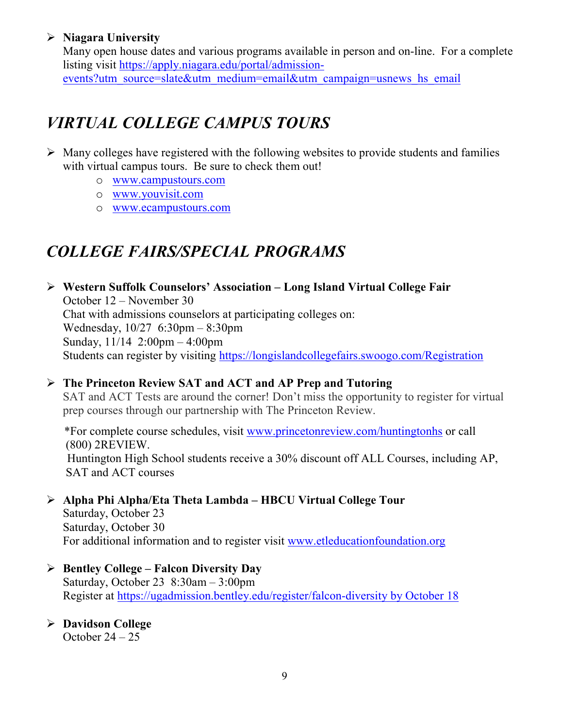- **Niagara University**
  Many open house dates and various programs available in person and on-line. For a complete listing visit https://apply.niagara.edu/portal/admission-events?utm_source=slate&utm_medium=email&utm_campaign=usnews_hs_email

## *VIRTUAL COLLEGE CAMPUS TOURS*

- Many colleges have registered with the following websites to provide students and families with virtual campus tours. Be sure to check them out!
  - www.campustours.com
  - www.youvisit.com
  - www.ecampustours.com

## *COLLEGE FAIRS/SPECIAL PROGRAMS*

- **Western Suffolk Counselors' Association – Long Island Virtual College Fair**
  October 12 – November 30
  Chat with admissions counselors at participating colleges on:
  Wednesday, 10/27 6:30pm – 8:30pm
  Sunday, 11/14 2:00pm – 4:00pm
  Students can register by visiting https://longislandcollegefairs.swoogo.com/Registration

- **The Princeton Review SAT and ACT and AP Prep and Tutoring**
  SAT and ACT Tests are around the corner! Don't miss the opportunity to register for virtual prep courses through our partnership with The Princeton Review.

  *For complete course schedules, visit www.princetonreview.com/huntingtonhs or call (800) 2REVIEW.
  Huntington High School students receive a 30% discount off ALL Courses, including AP, SAT and ACT courses

- **Alpha Phi Alpha/Eta Theta Lambda – HBCU Virtual College Tour**
  Saturday, October 23
  Saturday, October 30
  For additional information and to register visit www.etleducationfoundation.org

- **Bentley College – Falcon Diversity Day**
  Saturday, October 23 8:30am – 3:00pm
  Register at https://ugadmission.bentley.edu/register/falcon-diversity by October 18

- **Davidson College**
  October 24 – 25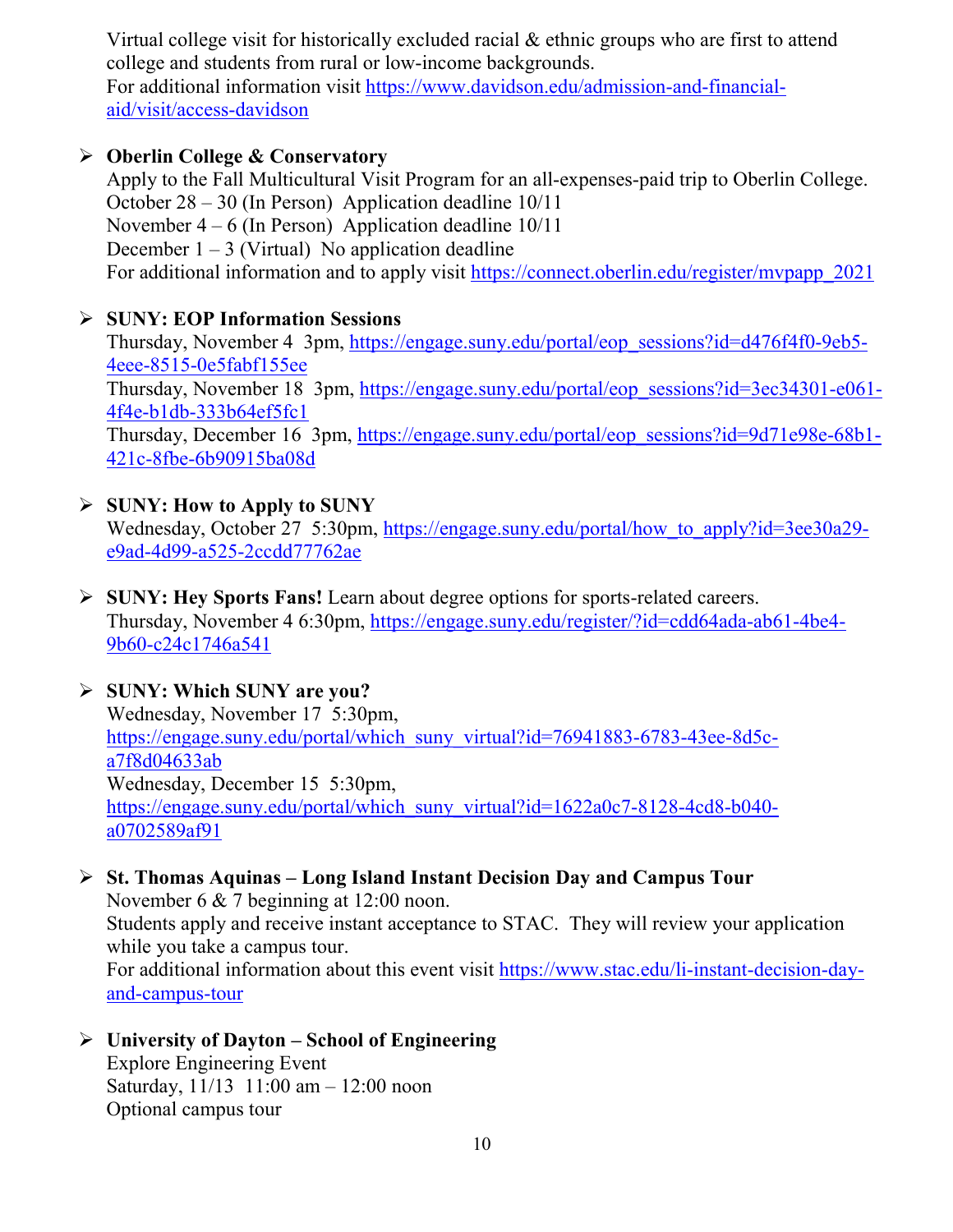Virtual college visit for historically excluded racial & ethnic groups who are first to attend college and students from rural or low-income backgrounds.
For additional information visit https://www.davidson.edu/admission-and-financial-aid/visit/access-davidson

- **Oberlin College & Conservatory**
  Apply to the Fall Multicultural Visit Program for an all-expenses-paid trip to Oberlin College.
  October 28 – 30 (In Person)  Application deadline 10/11
  November 4 – 6 (In Person)  Application deadline 10/11
  December 1 – 3 (Virtual)  No application deadline
  For additional information and to apply visit https://connect.oberlin.edu/register/mvpapp_2021

- **SUNY: EOP Information Sessions**
  Thursday, November 4  3pm, https://engage.suny.edu/portal/eop_sessions?id=d476f4f0-9eb5-4eee-8515-0e5fabf155ee
  Thursday, November 18  3pm, https://engage.suny.edu/portal/eop_sessions?id=3ec34301-e061-4f4e-b1db-333b64ef5fc1
  Thursday, December 16  3pm, https://engage.suny.edu/portal/eop_sessions?id=9d71e98e-68b1-421c-8fbe-6b90915ba08d

- **SUNY: How to Apply to SUNY**
  Wednesday, October 27  5:30pm, https://engage.suny.edu/portal/how_to_apply?id=3ee30a29-e9ad-4d99-a525-2ccdd77762ae

- **SUNY: Hey Sports Fans!** Learn about degree options for sports-related careers.
  Thursday, November 4 6:30pm, https://engage.suny.edu/register/?id=cdd64ada-ab61-4be4-9b60-c24c1746a541

- **SUNY: Which SUNY are you?**
  Wednesday, November 17  5:30pm,
  https://engage.suny.edu/portal/which_suny_virtual?id=76941883-6783-43ee-8d5c-a7f8d04633ab
  Wednesday, December 15  5:30pm,
  https://engage.suny.edu/portal/which_suny_virtual?id=1622a0c7-8128-4cd8-b040-a0702589af91

- **St. Thomas Aquinas – Long Island Instant Decision Day and Campus Tour**
  November 6 & 7 beginning at 12:00 noon.
  Students apply and receive instant acceptance to STAC.  They will review your application while you take a campus tour.
  For additional information about this event visit https://www.stac.edu/li-instant-decision-day-and-campus-tour

- **University of Dayton – School of Engineering**
  Explore Engineering Event
  Saturday, 11/13  11:00 am – 12:00 noon
  Optional campus tour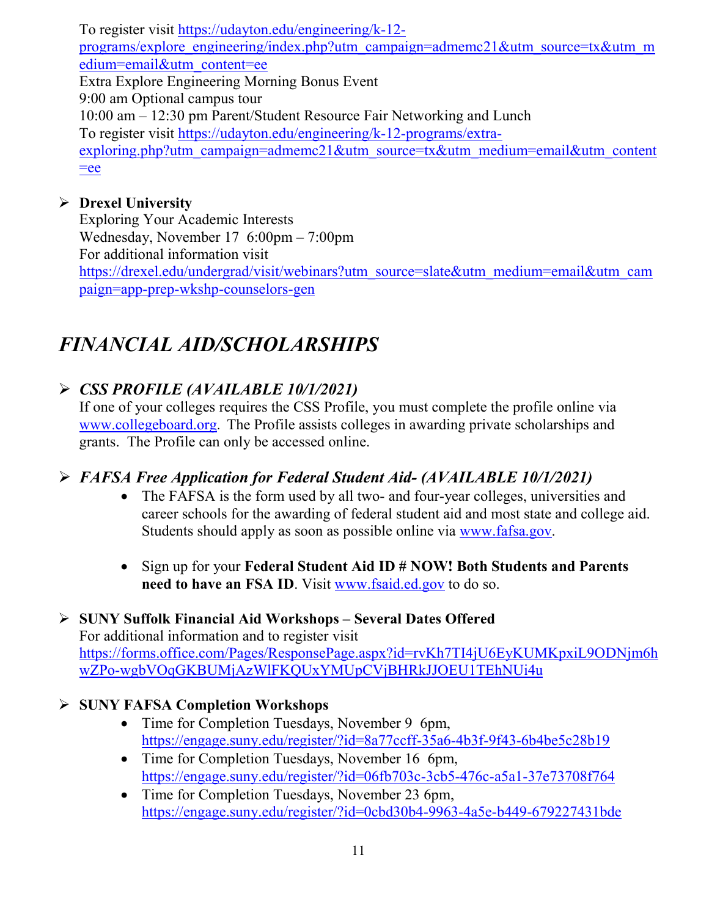To register visit https://udayton.edu/engineering/k-12-programs/explore_engineering/index.php?utm_campaign=admemc21&utm_source=tx&utm_medium=email&utm_content=ee
Extra Explore Engineering Morning Bonus Event
9:00 am Optional campus tour
10:00 am – 12:30 pm Parent/Student Resource Fair Networking and Lunch
To register visit https://udayton.edu/engineering/k-12-programs/extra-exploring.php?utm_campaign=admemc21&utm_source=tx&utm_medium=email&utm_content=ee

- **Drexel University**
  Exploring Your Academic Interests
  Wednesday, November 17 6:00pm – 7:00pm
  For additional information visit
  https://drexel.edu/undergrad/visit/webinars?utm_source=slate&utm_medium=email&utm_campaign=app-prep-wkshp-counselors-gen

# *FINANCIAL AID/SCHOLARSHIPS*

- ***CSS PROFILE (AVAILABLE 10/1/2021)***
  If one of your colleges requires the CSS Profile, you must complete the profile online via www.collegeboard.org. The Profile assists colleges in awarding private scholarships and grants. The Profile can only be accessed online.

- ***FAFSA Free Application for Federal Student Aid- (AVAILABLE 10/1/2021)***
  - The FAFSA is the form used by all two- and four-year colleges, universities and career schools for the awarding of federal student aid and most state and college aid. Students should apply as soon as possible online via www.fafsa.gov.
  - Sign up for your **Federal Student Aid ID # NOW! Both Students and Parents need to have an FSA ID**. Visit www.fsaid.ed.gov to do so.

- **SUNY Suffolk Financial Aid Workshops – Several Dates Offered**
  For additional information and to register visit
  https://forms.office.com/Pages/ResponsePage.aspx?id=rvKh7TI4jU6EyKUMKpxiL9ODNjm6hwZPo-wgbVOqGKBUMjAzWlFKQUxYMUpCVjBHRkJJOEU1TEhNUi4u

- **SUNY FAFSA Completion Workshops**
  - Time for Completion Tuesdays, November 9 6pm, https://engage.suny.edu/register/?id=8a77ccff-35a6-4b3f-9f43-6b4be5c28b19
  - Time for Completion Tuesdays, November 16 6pm, https://engage.suny.edu/register/?id=06fb703c-3cb5-476c-a5a1-37e73708f764
  - Time for Completion Tuesdays, November 23 6pm, https://engage.suny.edu/register/?id=0cbd30b4-9963-4a5e-b449-679227431bde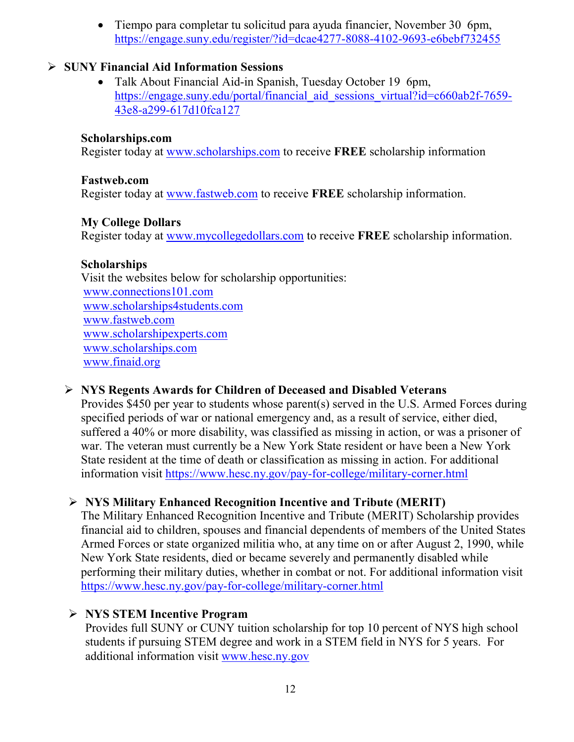- Tiempo para completar tu solicitud para ayuda financier, November 30 6pm, https://engage.suny.edu/register/?id=dcae4277-8088-4102-9693-e6bebf732455

- **SUNY Financial Aid Information Sessions**
  - Talk About Financial Aid-in Spanish, Tuesday October 19 6pm, https://engage.suny.edu/portal/financial_aid_sessions_virtual?id=c660ab2f-7659-43e8-a299-617d10fca127

**Scholarships.com**
Register today at www.scholarships.com to receive **FREE** scholarship information

**Fastweb.com**
Register today at www.fastweb.com to receive **FREE** scholarship information.

**My College Dollars**
Register today at www.mycollegedollars.com to receive **FREE** scholarship information.

**Scholarships**
Visit the websites below for scholarship opportunities:
www.connections101.com
www.scholarships4students.com
www.fastweb.com
www.scholarshipexperts.com
www.scholarships.com
www.finaid.org

- **NYS Regents Awards for Children of Deceased and Disabled Veterans**
  Provides $450 per year to students whose parent(s) served in the U.S. Armed Forces during specified periods of war or national emergency and, as a result of service, either died, suffered a 40% or more disability, was classified as missing in action, or was a prisoner of war. The veteran must currently be a New York State resident or have been a New York State resident at the time of death or classification as missing in action. For additional information visit https://www.hesc.ny.gov/pay-for-college/military-corner.html

- **NYS Military Enhanced Recognition Incentive and Tribute (MERIT)**
  The Military Enhanced Recognition Incentive and Tribute (MERIT) Scholarship provides financial aid to children, spouses and financial dependents of members of the United States Armed Forces or state organized militia who, at any time on or after August 2, 1990, while New York State residents, died or became severely and permanently disabled while performing their military duties, whether in combat or not. For additional information visit https://www.hesc.ny.gov/pay-for-college/military-corner.html

- **NYS STEM Incentive Program**
  Provides full SUNY or CUNY tuition scholarship for top 10 percent of NYS high school students if pursuing STEM degree and work in a STEM field in NYS for 5 years. For additional information visit www.hesc.ny.gov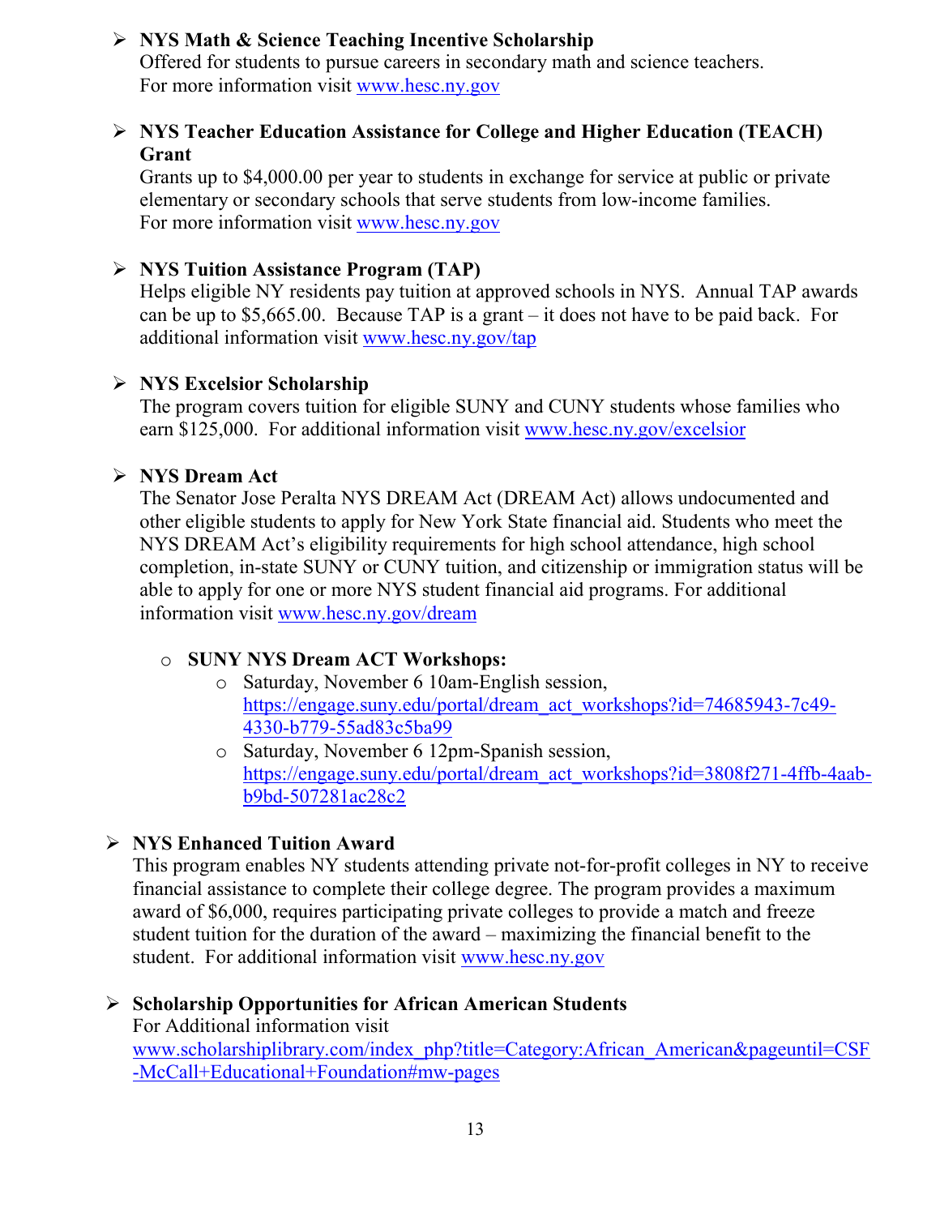- **NYS Math & Science Teaching Incentive Scholarship**
  Offered for students to pursue careers in secondary math and science teachers.
  For more information visit www.hesc.ny.gov

- **NYS Teacher Education Assistance for College and Higher Education (TEACH) Grant**
  Grants up to $4,000.00 per year to students in exchange for service at public or private elementary or secondary schools that serve students from low-income families.
  For more information visit www.hesc.ny.gov

- **NYS Tuition Assistance Program (TAP)**
  Helps eligible NY residents pay tuition at approved schools in NYS. Annual TAP awards can be up to $5,665.00. Because TAP is a grant – it does not have to be paid back. For additional information visit www.hesc.ny.gov/tap

- **NYS Excelsior Scholarship**
  The program covers tuition for eligible SUNY and CUNY students whose families who earn $125,000. For additional information visit www.hesc.ny.gov/excelsior

- **NYS Dream Act**
  The Senator Jose Peralta NYS DREAM Act (DREAM Act) allows undocumented and other eligible students to apply for New York State financial aid. Students who meet the NYS DREAM Act's eligibility requirements for high school attendance, high school completion, in-state SUNY or CUNY tuition, and citizenship or immigration status will be able to apply for one or more NYS student financial aid programs. For additional information visit www.hesc.ny.gov/dream

  - **SUNY NYS Dream ACT Workshops:**
    - Saturday, November 6 10am-English session, https://engage.suny.edu/portal/dream_act_workshops?id=74685943-7c49-4330-b779-55ad83c5ba99
    - Saturday, November 6 12pm-Spanish session, https://engage.suny.edu/portal/dream_act_workshops?id=3808f271-4ffb-4aab-b9bd-507281ac28c2

- **NYS Enhanced Tuition Award**
  This program enables NY students attending private not-for-profit colleges in NY to receive financial assistance to complete their college degree. The program provides a maximum award of $6,000, requires participating private colleges to provide a match and freeze student tuition for the duration of the award – maximizing the financial benefit to the student. For additional information visit www.hesc.ny.gov

- **Scholarship Opportunities for African American Students**
  For Additional information visit www.scholarshiplibrary.com/index_php?title=Category:African_American&pageuntil=CSF-McCall+Educational+Foundation#mw-pages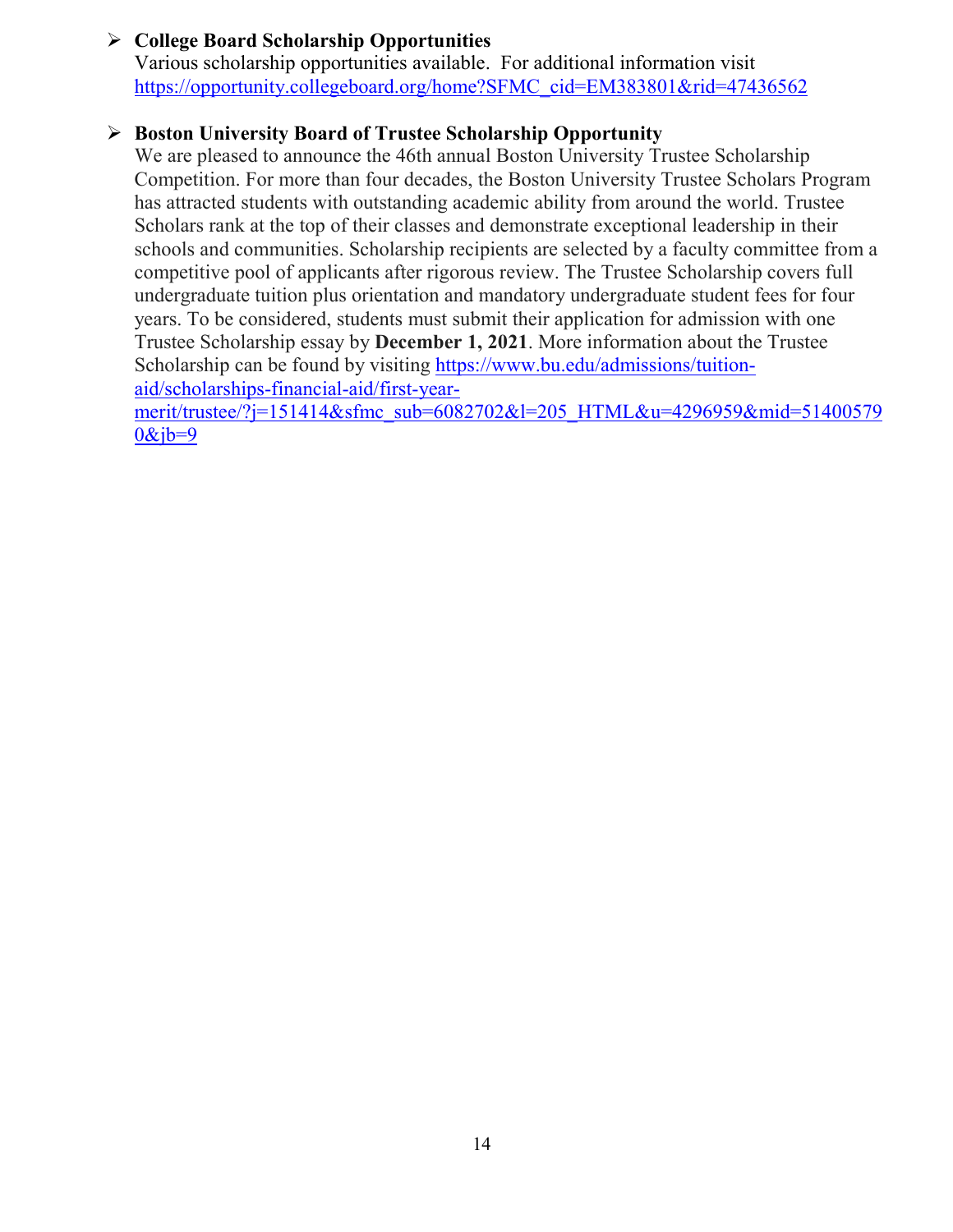- **College Board Scholarship Opportunities**
  Various scholarship opportunities available. For additional information visit [https://opportunity.collegeboard.org/home?SFMC_cid=EM383801&rid=47436562](https://opportunity.collegeboard.org/home?SFMC_cid=EM383801&rid=47436562)

- **Boston University Board of Trustee Scholarship Opportunity**
  We are pleased to announce the 46th annual Boston University Trustee Scholarship Competition. For more than four decades, the Boston University Trustee Scholars Program has attracted students with outstanding academic ability from around the world. Trustee Scholars rank at the top of their classes and demonstrate exceptional leadership in their schools and communities. Scholarship recipients are selected by a faculty committee from a competitive pool of applicants after rigorous review. The Trustee Scholarship covers full undergraduate tuition plus orientation and mandatory undergraduate student fees for four years. To be considered, students must submit their application for admission with one Trustee Scholarship essay by **December 1, 2021**. More information about the Trustee Scholarship can be found by visiting [https://www.bu.edu/admissions/tuition-aid/scholarships-financial-aid/first-year-merit/trustee/?j=151414&sfmc_sub=6082702&l=205_HTML&u=4296959&mid=514005790&jb=9](https://www.bu.edu/admissions/tuition-aid/scholarships-financial-aid/first-year-merit/trustee/?j=151414&sfmc_sub=6082702&l=205_HTML&u=4296959&mid=514005790&jb=9)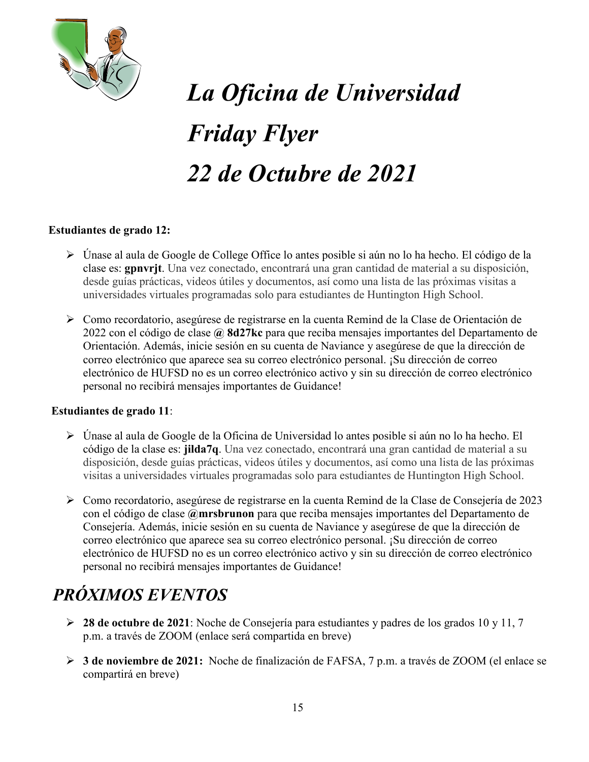# *La Oficina de Universidad*
# *Friday Flyer*
# *22 de Octubre de 2021*

**Estudiantes de grado 12:**

- Únase al aula de Google de College Office lo antes posible si aún no lo ha hecho. El código de la clase es: **gpnvrjt**. Una vez conectado, encontrará una gran cantidad de material a su disposición, desde guías prácticas, videos útiles y documentos, así como una lista de las próximas visitas a universidades virtuales programadas solo para estudiantes de Huntington High School.

- Como recordatorio, asegúrese de registrarse en la cuenta Remind de la Clase de Orientación de 2022 con el código de clase **@ 8d27kc** para que reciba mensajes importantes del Departamento de Orientación. Además, inicie sesión en su cuenta de Naviance y asegúrese de que la dirección de correo electrónico que aparece sea su correo electrónico personal. ¡Su dirección de correo electrónico de HUFSD no es un correo electrónico activo y sin su dirección de correo electrónico personal no recibirá mensajes importantes de Guidance!

**Estudiantes de grado 11**:

- Únase al aula de Google de la Oficina de Universidad lo antes posible si aún no lo ha hecho. El código de la clase es: **jilda7q**. Una vez conectado, encontrará una gran cantidad de material a su disposición, desde guías prácticas, videos útiles y documentos, así como una lista de las próximas visitas a universidades virtuales programadas solo para estudiantes de Huntington High School.

- Como recordatorio, asegúrese de registrarse en la cuenta Remind de la Clase de Consejería de 2023 con el código de clase **@mrsbrunon** para que reciba mensajes importantes del Departamento de Consejería. Además, inicie sesión en su cuenta de Naviance y asegúrese de que la dirección de correo electrónico que aparece sea su correo electrónico personal. ¡Su dirección de correo electrónico de HUFSD no es un correo electrónico activo y sin su dirección de correo electrónico personal no recibirá mensajes importantes de Guidance!

## *PRÓXIMOS EVENTOS*

- **28 de octubre de 2021**: Noche de Consejería para estudiantes y padres de los grados 10 y 11, 7 p.m. a través de ZOOM (enlace será compartida en breve)

- **3 de noviembre de 2021:** Noche de finalización de FAFSA, 7 p.m. a través de ZOOM (el enlace se compartirá en breve)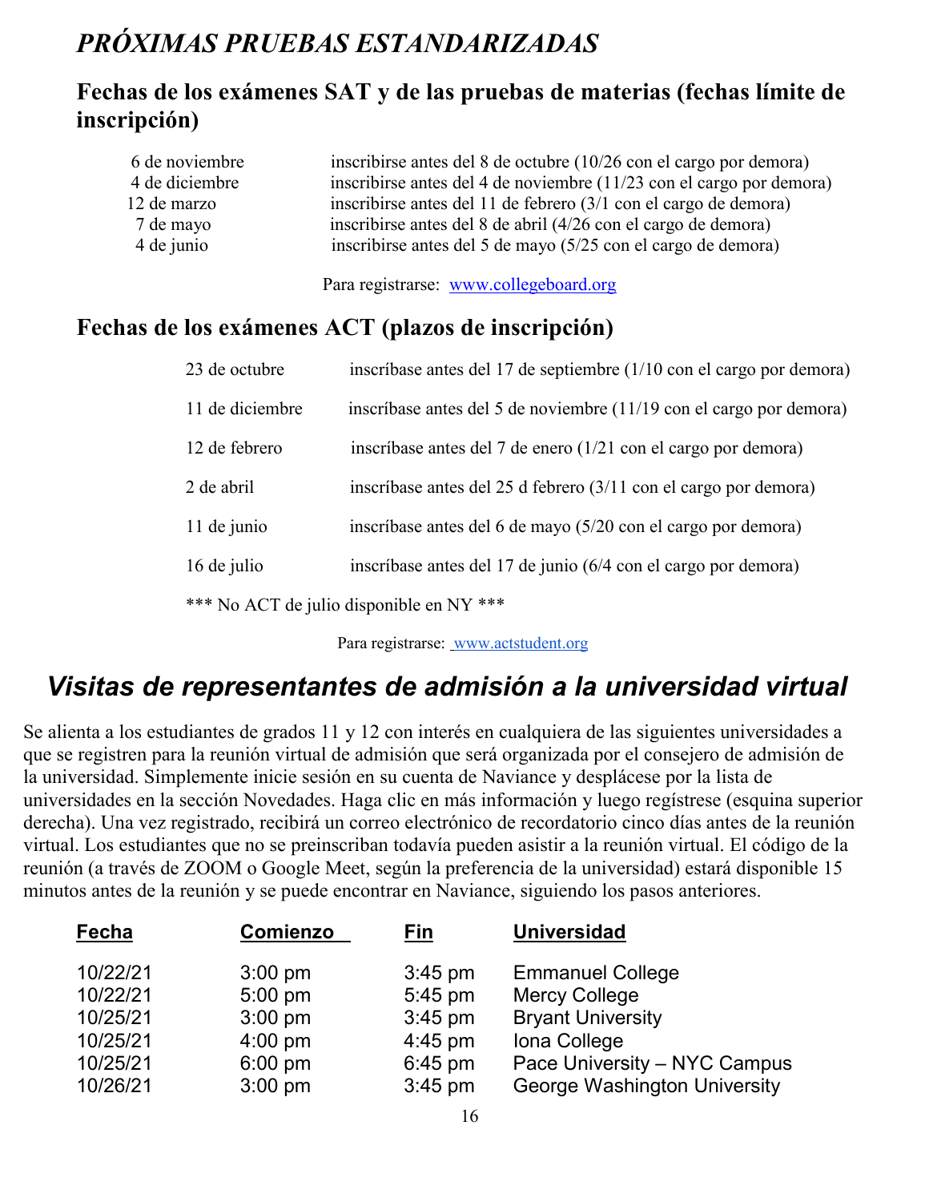# *PRÓXIMAS PRUEBAS ESTANDARIZADAS*

## Fechas de los exámenes SAT y de las pruebas de materias (fechas límite de inscripción)

| | |
|---|---|
| 6 de noviembre | inscribirse antes del 8 de octubre (10/26 con el cargo por demora) |
| 4 de diciembre | inscribirse antes del 4 de noviembre (11/23 con el cargo por demora) |
| 12 de marzo | inscribirse antes del 11 de febrero (3/1 con el cargo de demora) |
| 7 de mayo | inscribirse antes del 8 de abril (4/26 con el cargo de demora) |
| 4 de junio | inscribirse antes del 5 de mayo (5/25 con el cargo de demora) |

Para registrarse: www.collegeboard.org

## Fechas de los exámenes ACT (plazos de inscripción)

| | |
|---|---|
| 23 de octubre | inscríbase antes del 17 de septiembre (1/10 con el cargo por demora) |
| 11 de diciembre | inscríbase antes del 5 de noviembre (11/19 con el cargo por demora) |
| 12 de febrero | inscríbase antes del 7 de enero (1/21 con el cargo por demora) |
| 2 de abril | inscríbase antes del 25 d febrero (3/11 con el cargo por demora) |
| 11 de junio | inscríbase antes del 6 de mayo (5/20 con el cargo por demora) |
| 16 de julio | inscríbase antes del 17 de junio (6/4 con el cargo por demora) |

*** No ACT de julio disponible en NY ***

Para registrarse: www.actstudent.org

# *Visitas de representantes de admisión a la universidad virtual*

Se alienta a los estudiantes de grados 11 y 12 con interés en cualquiera de las siguientes universidades a que se registren para la reunión virtual de admisión que será organizada por el consejero de admisión de la universidad. Simplemente inicie sesión en su cuenta de Naviance y desplácese por la lista de universidades en la sección Novedades. Haga clic en más información y luego regístrese (esquina superior derecha). Una vez registrado, recibirá un correo electrónico de recordatorio cinco días antes de la reunión virtual. Los estudiantes que no se preinscriban todavía pueden asistir a la reunión virtual. El código de la reunión (a través de ZOOM o Google Meet, según la preferencia de la universidad) estará disponible 15 minutos antes de la reunión y se puede encontrar en Naviance, siguiendo los pasos anteriores.

| Fecha | Comienzo | Fin | Universidad |
|---|---|---|---|
| 10/22/21 | 3:00 pm | 3:45 pm | Emmanuel College |
| 10/22/21 | 5:00 pm | 5:45 pm | Mercy College |
| 10/25/21 | 3:00 pm | 3:45 pm | Bryant University |
| 10/25/21 | 4:00 pm | 4:45 pm | Iona College |
| 10/25/21 | 6:00 pm | 6:45 pm | Pace University – NYC Campus |
| 10/26/21 | 3:00 pm | 3:45 pm | George Washington University |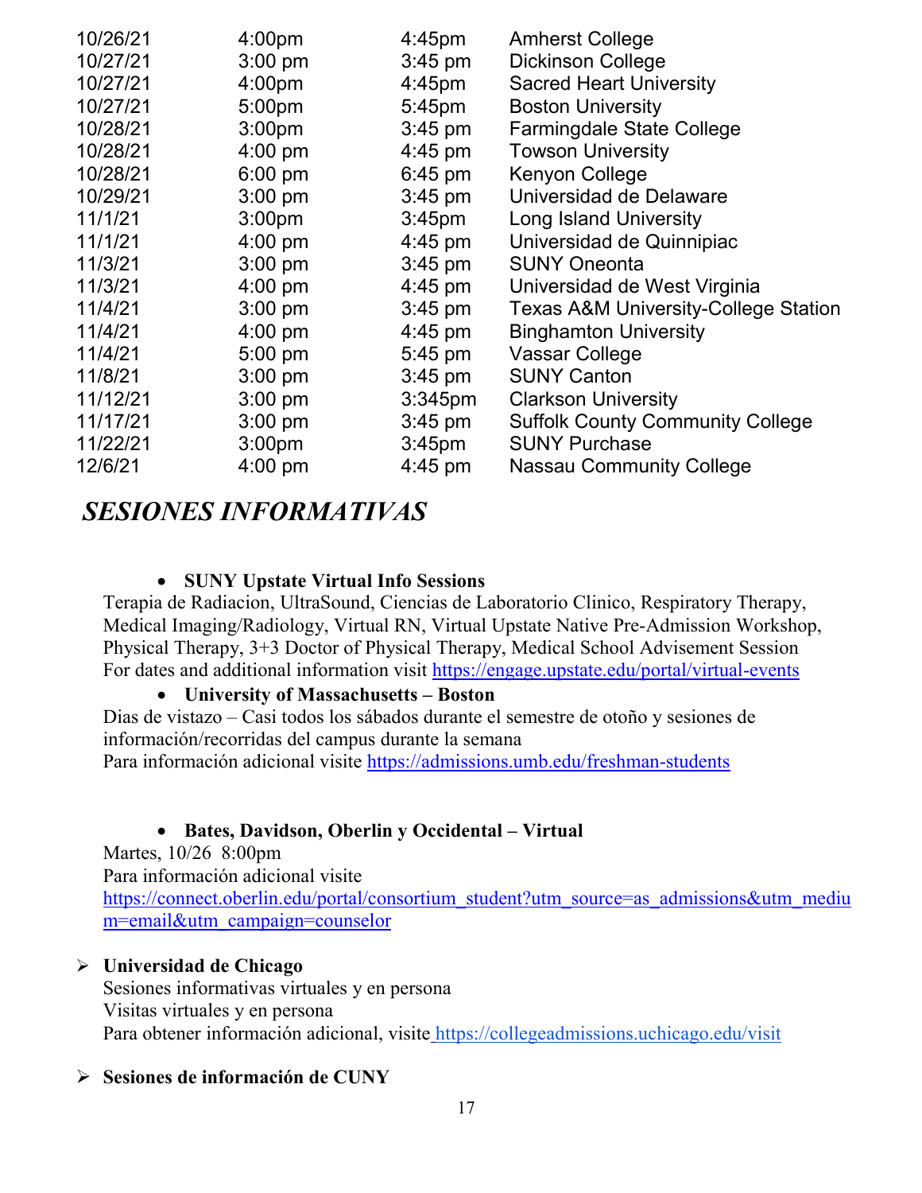| | | | |
|---|---|---|---|
| 10/26/21 | 4:00pm | 4:45pm | Amherst College |
| 10/27/21 | 3:00 pm | 3:45 pm | Dickinson College |
| 10/27/21 | 4:00pm | 4:45pm | Sacred Heart University |
| 10/27/21 | 5:00pm | 5:45pm | Boston University |
| 10/28/21 | 3:00pm | 3:45 pm | Farmingdale State College |
| 10/28/21 | 4:00 pm | 4:45 pm | Towson University |
| 10/28/21 | 6:00 pm | 6:45 pm | Kenyon College |
| 10/29/21 | 3:00 pm | 3:45 pm | Universidad de Delaware |
| 11/1/21 | 3:00pm | 3:45pm | Long Island University |
| 11/1/21 | 4:00 pm | 4:45 pm | Universidad de Quinnipiac |
| 11/3/21 | 3:00 pm | 3:45 pm | SUNY Oneonta |
| 11/3/21 | 4:00 pm | 4:45 pm | Universidad de West Virginia |
| 11/4/21 | 3:00 pm | 3:45 pm | Texas A&M University-College Station |
| 11/4/21 | 4:00 pm | 4:45 pm | Binghamton University |
| 11/4/21 | 5:00 pm | 5:45 pm | Vassar College |
| 11/8/21 | 3:00 pm | 3:45 pm | SUNY Canton |
| 11/12/21 | 3:00 pm | 3:345pm | Clarkson University |
| 11/17/21 | 3:00 pm | 3:45 pm | Suffolk County Community College |
| 11/22/21 | 3:00pm | 3:45pm | SUNY Purchase |
| 12/6/21 | 4:00 pm | 4:45 pm | Nassau Community College |

## *SESIONES INFORMATIVAS*

- **SUNY Upstate Virtual Info Sessions**

Terapia de Radiacion, UltraSound, Ciencias de Laboratorio Clinico, Respiratory Therapy, Medical Imaging/Radiology, Virtual RN, Virtual Upstate Native Pre-Admission Workshop, Physical Therapy, 3+3 Doctor of Physical Therapy, Medical School Advisement Session
For dates and additional information visit https://engage.upstate.edu/portal/virtual-events

- **University of Massachusetts – Boston**

Dias de vistazo – Casi todos los sábados durante el semestre de otoño y sesiones de información/recorridas del campus durante la semana
Para información adicional visite https://admissions.umb.edu/freshman-students

- **Bates, Davidson, Oberlin y Occidental – Virtual**

Martes, 10/26 8:00pm
Para información adicional visite
https://connect.oberlin.edu/portal/consortium_student?utm_source=as_admissions&utm_medium=email&utm_campaign=counselor

- **Universidad de Chicago**

Sesiones informativas virtuales y en persona
Visitas virtuales y en persona
Para obtener información adicional, visite https://collegeadmissions.uchicago.edu/visit

- **Sesiones de información de CUNY**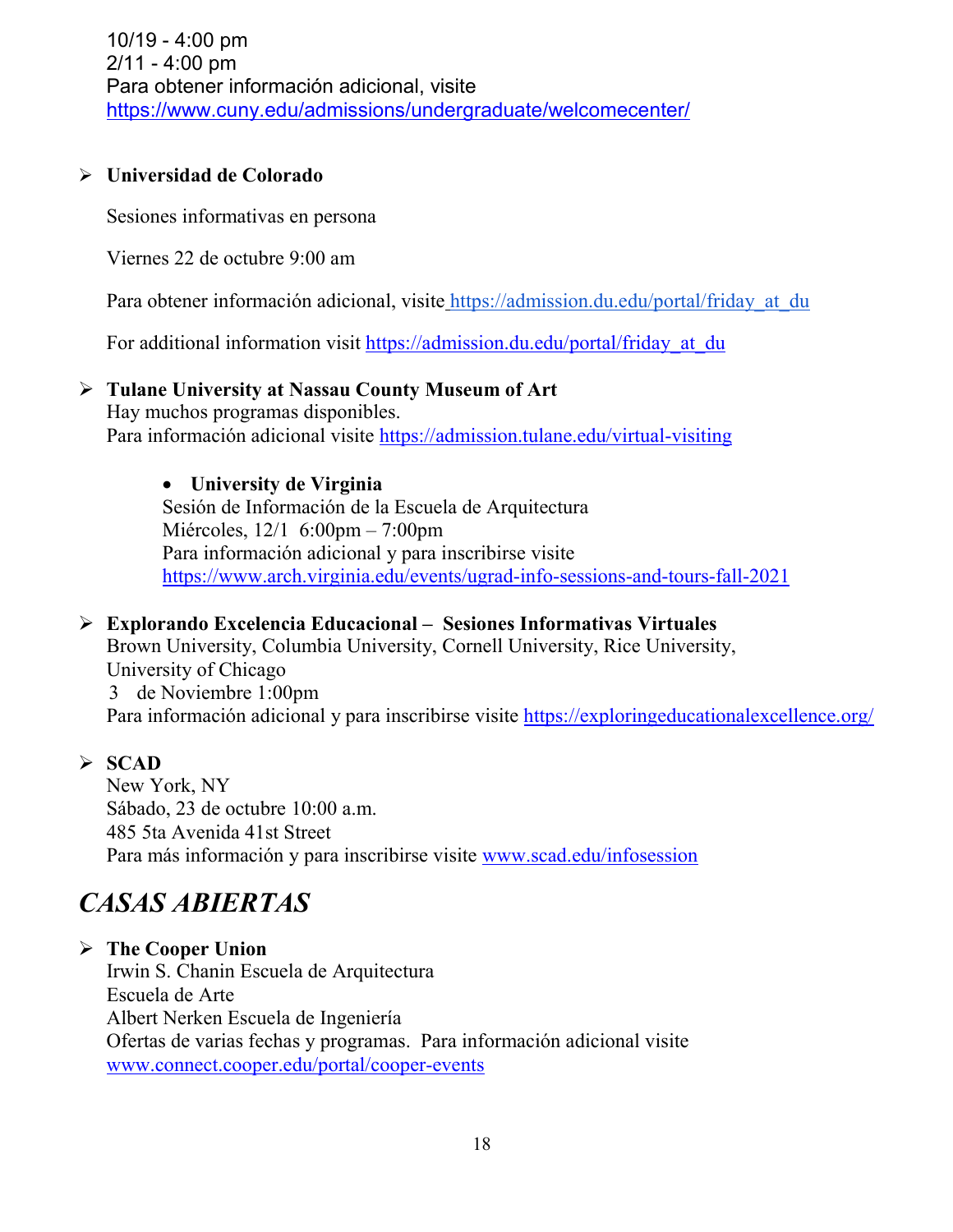10/19 - 4:00 pm
2/11 - 4:00 pm
Para obtener información adicional, visite
https://www.cuny.edu/admissions/undergraduate/welcomecenter/

- **Universidad de Colorado**

  Sesiones informativas en persona

  Viernes 22 de octubre 9:00 am

  Para obtener información adicional, visite https://admission.du.edu/portal/friday_at_du

  For additional information visit https://admission.du.edu/portal/friday_at_du

- **Tulane University at Nassau County Museum of Art**
  Hay muchos programas disponibles.
  Para información adicional visite https://admission.tulane.edu/virtual-visiting

  - **University de Virginia**
    Sesión de Información de la Escuela de Arquitectura
    Miércoles, 12/1 6:00pm – 7:00pm
    Para información adicional y para inscribirse visite
    https://www.arch.virginia.edu/events/ugrad-info-sessions-and-tours-fall-2021

- **Explorando Excelencia Educacional – Sesiones Informativas Virtuales**
  Brown University, Columbia University, Cornell University, Rice University, University of Chicago
  3 de Noviembre 1:00pm
  Para información adicional y para inscribirse visite https://exploringeducationalexcellence.org/

- **SCAD**
  New York, NY
  Sábado, 23 de octubre 10:00 a.m.
  485 5ta Avenida 41st Street
  Para más información y para inscribirse visite www.scad.edu/infosession

## *CASAS ABIERTAS*

- **The Cooper Union**
  Irwin S. Chanin Escuela de Arquitectura
  Escuela de Arte
  Albert Nerken Escuela de Ingeniería
  Ofertas de varias fechas y programas. Para información adicional visite
  www.connect.cooper.edu/portal/cooper-events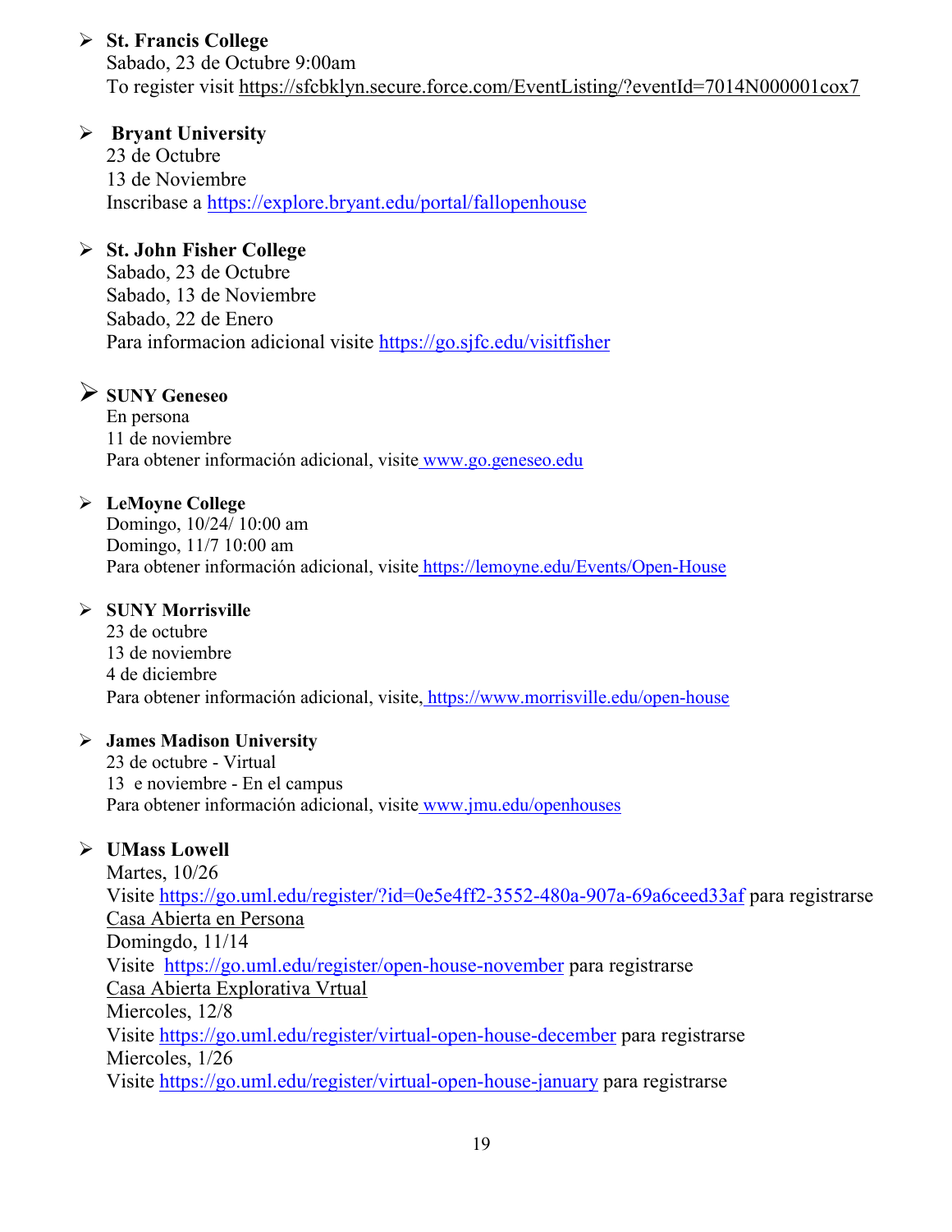- **St. Francis College**
  Sabado, 23 de Octubre 9:00am
  To register visit https://sfcbklyn.secure.force.com/EventListing/?eventId=7014N000001cox7

- **Bryant University**
  23 de Octubre
  13 de Noviembre
  Inscribase a https://explore.bryant.edu/portal/fallopenhouse

- **St. John Fisher College**
  Sabado, 23 de Octubre
  Sabado, 13 de Noviembre
  Sabado, 22 de Enero
  Para informacion adicional visite https://go.sjfc.edu/visitfisher

- **SUNY Geneseo**
  En persona
  11 de noviembre
  Para obtener información adicional, visite www.go.geneseo.edu

- **LeMoyne College**
  Domingo, 10/24/ 10:00 am
  Domingo, 11/7 10:00 am
  Para obtener información adicional, visite https://lemoyne.edu/Events/Open-House

- **SUNY Morrisville**
  23 de octubre
  13 de noviembre
  4 de diciembre
  Para obtener información adicional, visite, https://www.morrisville.edu/open-house

- **James Madison University**
  23 de octubre - Virtual
  13 e noviembre - En el campus
  Para obtener información adicional, visite www.jmu.edu/openhouses

- **UMass Lowell**
  Martes, 10/26
  Visite https://go.uml.edu/register/?id=0e5e4ff2-3552-480a-907a-69a6ceed33af para registrarse
  Casa Abierta en Persona
  Domingdo, 11/14
  Visite https://go.uml.edu/register/open-house-november para registrarse
  Casa Abierta Explorativa Vrtual
  Miercoles, 12/8
  Visite https://go.uml.edu/register/virtual-open-house-december para registrarse
  Miercoles, 1/26
  Visite https://go.uml.edu/register/virtual-open-house-january para registrarse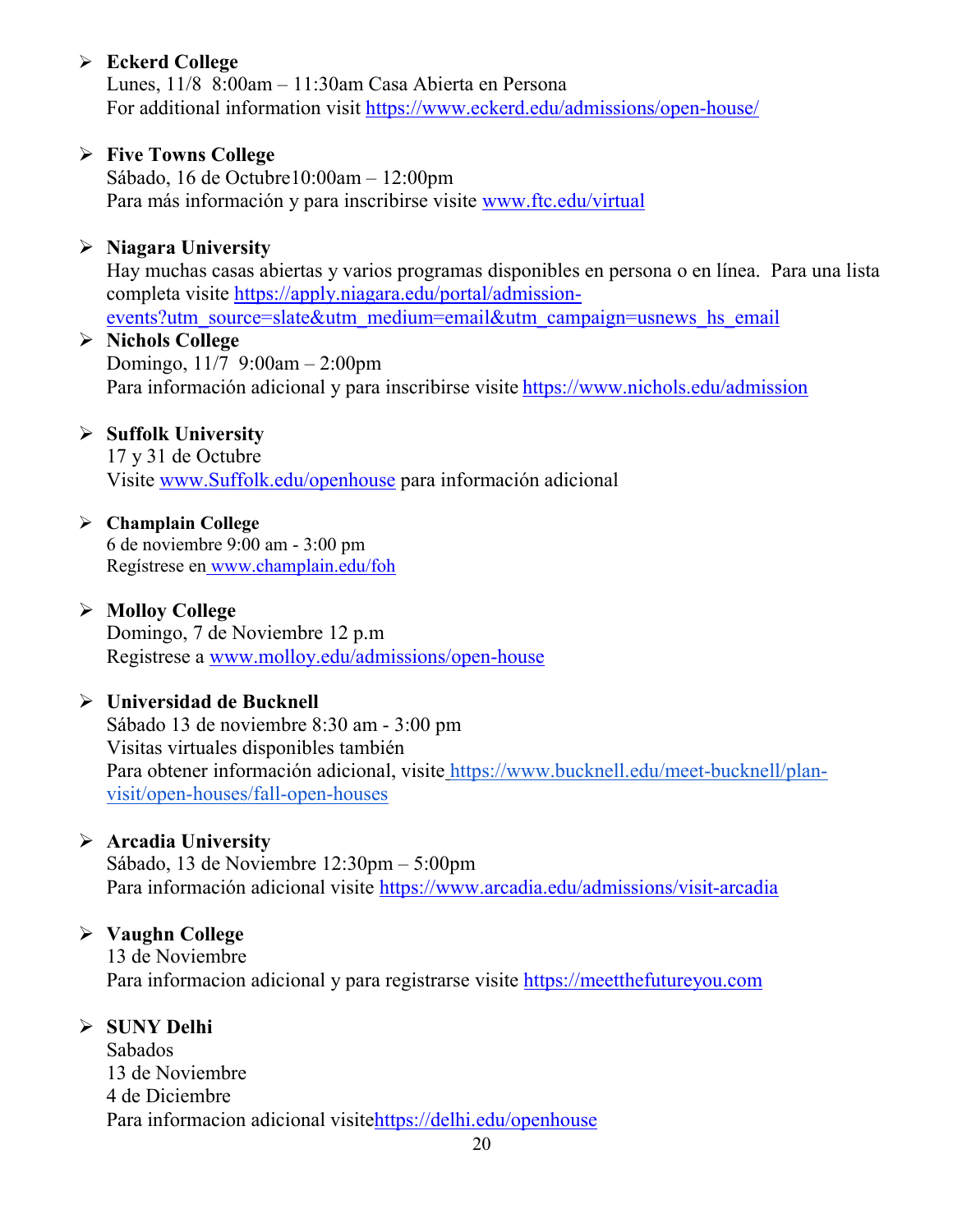- **Eckerd College**
  Lunes, 11/8  8:00am – 11:30am Casa Abierta en Persona
  For additional information visit https://www.eckerd.edu/admissions/open-house/

- **Five Towns College**
  Sábado, 16 de Octubre10:00am – 12:00pm
  Para más información y para inscribirse visite www.ftc.edu/virtual

- **Niagara University**
  Hay muchas casas abiertas y varios programas disponibles en persona o en línea.  Para una lista completa visite https://apply.niagara.edu/portal/admission-events?utm_source=slate&utm_medium=email&utm_campaign=usnews_hs_email

- **Nichols College**
  Domingo, 11/7  9:00am – 2:00pm
  Para información adicional y para inscribirse visite https://www.nichols.edu/admission

- **Suffolk University**
  17 y 31 de Octubre
  Visite www.Suffolk.edu/openhouse para información adicional

- **Champlain College**
  6 de noviembre 9:00 am - 3:00 pm
  Regístrese en www.champlain.edu/foh

- **Molloy College**
  Domingo, 7 de Noviembre 12 p.m
  Registrese a www.molloy.edu/admissions/open-house

- **Universidad de Bucknell**
  Sábado 13 de noviembre 8:30 am - 3:00 pm
  Visitas virtuales disponibles también
  Para obtener información adicional, visite https://www.bucknell.edu/meet-bucknell/plan-visit/open-houses/fall-open-houses

- **Arcadia University**
  Sábado, 13 de Noviembre 12:30pm – 5:00pm
  Para información adicional visite https://www.arcadia.edu/admissions/visit-arcadia

- **Vaughn College**
  13 de Noviembre
  Para informacion adicional y para registrarse visite https://meetthefutureyou.com

- **SUNY Delhi**
  Sabados
  13 de Noviembre
  4 de Diciembre
  Para informacion adicional visitehttps://delhi.edu/openhouse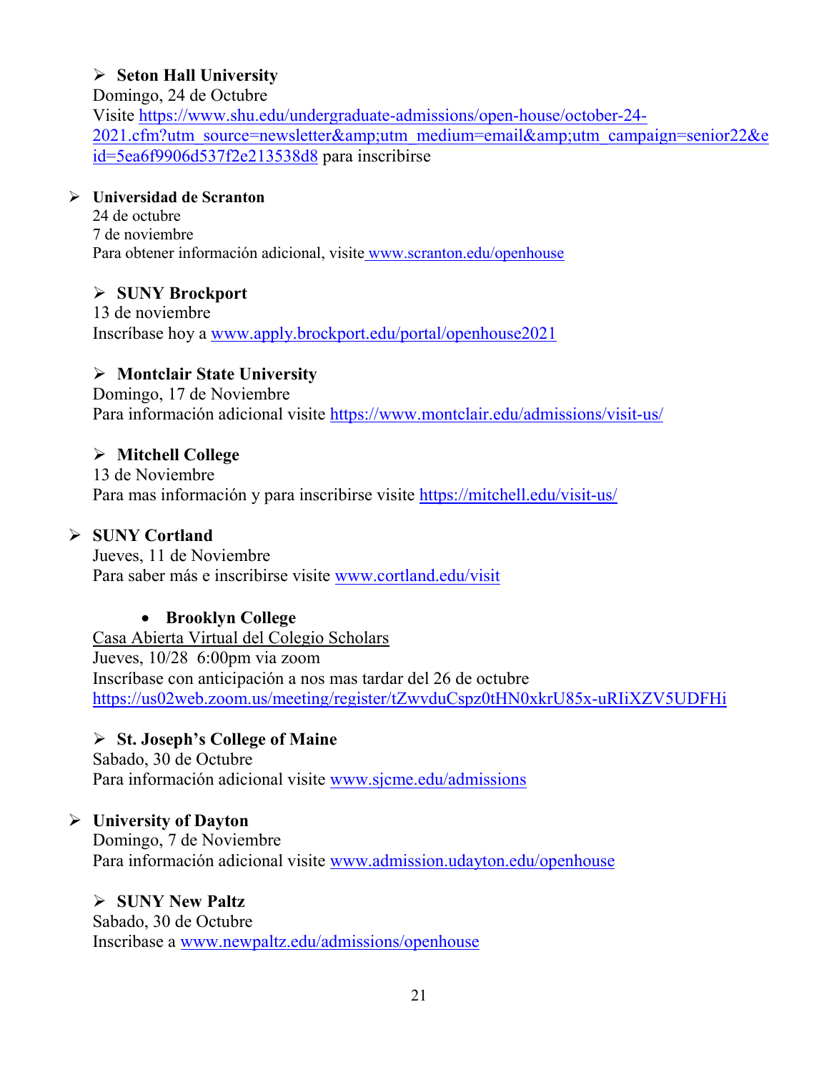- **Seton Hall University**
  Domingo, 24 de Octubre
  Visite https://www.shu.edu/undergraduate-admissions/open-house/october-24-2021.cfm?utm_source=newsletter&amp;utm_medium=email&amp;utm_campaign=senior22&eid=5ea6f9906d537f2e213538d8 para inscribirse

- **Universidad de Scranton**
  24 de octubre
  7 de noviembre
  Para obtener información adicional, visite www.scranton.edu/openhouse

- **SUNY Brockport**
  13 de noviembre
  Inscríbase hoy a www.apply.brockport.edu/portal/openhouse2021

- **Montclair State University**
  Domingo, 17 de Noviembre
  Para información adicional visite https://www.montclair.edu/admissions/visit-us/

- **Mitchell College**
  13 de Noviembre
  Para mas información y para inscribirse visite https://mitchell.edu/visit-us/

- **SUNY Cortland**
  Jueves, 11 de Noviembre
  Para saber más e inscribirse visite www.cortland.edu/visit

- **Brooklyn College**
  Casa Abierta Virtual del Colegio Scholars
  Jueves, 10/28 6:00pm via zoom
  Inscríbase con anticipación a nos mas tardar del 26 de octubre
  https://us02web.zoom.us/meeting/register/tZwvduCspz0tHN0xkrU85x-uRIiXZV5UDFHi

- **St. Joseph's College of Maine**
  Sabado, 30 de Octubre
  Para información adicional visite www.sjcme.edu/admissions

- **University of Dayton**
  Domingo, 7 de Noviembre
  Para información adicional visite www.admission.udayton.edu/openhouse

- **SUNY New Paltz**
  Sabado, 30 de Octubre
  Inscribase a www.newpaltz.edu/admissions/openhouse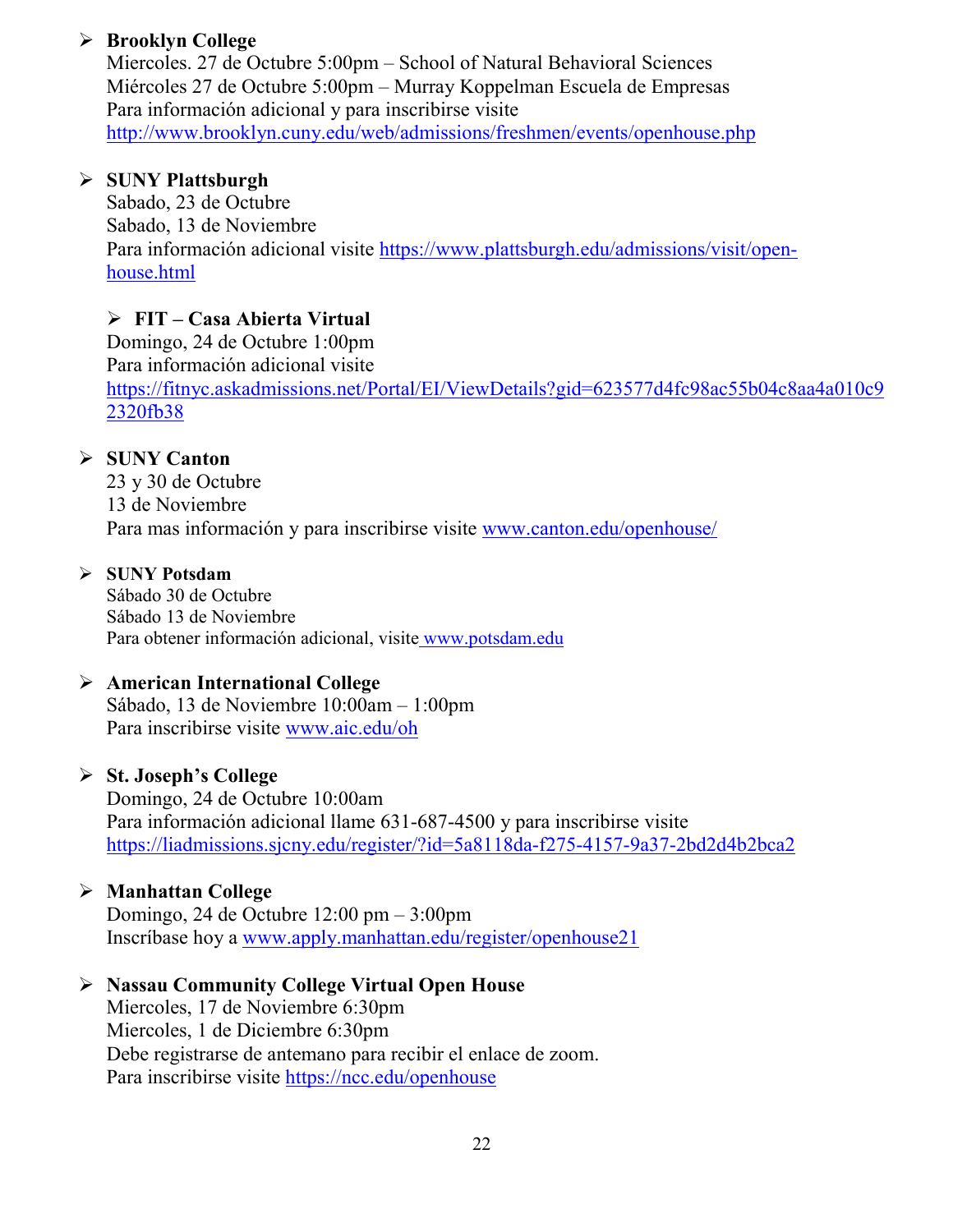- **Brooklyn College**
  Miercoles. 27 de Octubre 5:00pm – School of Natural Behavioral Sciences
  Miércoles 27 de Octubre 5:00pm – Murray Koppelman Escuela de Empresas
  Para información adicional y para inscribirse visite
  http://www.brooklyn.cuny.edu/web/admissions/freshmen/events/openhouse.php

- **SUNY Plattsburgh**
  Sabado, 23 de Octubre
  Sabado, 13 de Noviembre
  Para información adicional visite https://www.plattsburgh.edu/admissions/visit/open-house.html

- **FIT – Casa Abierta Virtual**
  Domingo, 24 de Octubre 1:00pm
  Para información adicional visite
  https://fitnyc.askadmissions.net/Portal/EI/ViewDetails?gid=623577d4fc98ac55b04c8aa4a010c92320fb38

- **SUNY Canton**
  23 y 30 de Octubre
  13 de Noviembre
  Para mas información y para inscribirse visite www.canton.edu/openhouse/

- **SUNY Potsdam**
  Sábado 30 de Octubre
  Sábado 13 de Noviembre
  Para obtener información adicional, visite www.potsdam.edu

- **American International College**
  Sábado, 13 de Noviembre 10:00am – 1:00pm
  Para inscribirse visite www.aic.edu/oh

- **St. Joseph's College**
  Domingo, 24 de Octubre 10:00am
  Para información adicional llame 631-687-4500 y para inscribirse visite
  https://liadmissions.sjcny.edu/register/?id=5a8118da-f275-4157-9a37-2bd2d4b2bca2

- **Manhattan College**
  Domingo, 24 de Octubre 12:00 pm – 3:00pm
  Inscríbase hoy a www.apply.manhattan.edu/register/openhouse21

- **Nassau Community College Virtual Open House**
  Miercoles, 17 de Noviembre 6:30pm
  Miercoles, 1 de Diciembre 6:30pm
  Debe registrarse de antemano para recibir el enlace de zoom.
  Para inscribirse visite https://ncc.edu/openhouse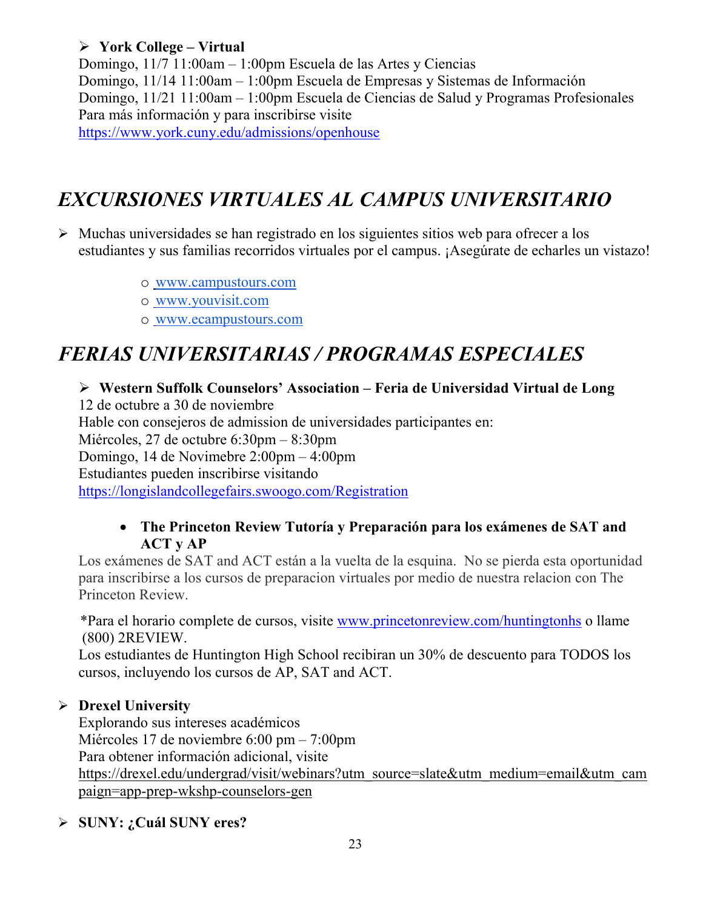- **York College – Virtual**

Domingo, 11/7 11:00am – 1:00pm Escuela de las Artes y Ciencias
Domingo, 11/14 11:00am – 1:00pm Escuela de Empresas y Sistemas de Información
Domingo, 11/21 11:00am – 1:00pm Escuela de Ciencias de Salud y Programas Profesionales
Para más información y para inscribirse visite
https://www.york.cuny.edu/admissions/openhouse

# *EXCURSIONES VIRTUALES AL CAMPUS UNIVERSITARIO*

- Muchas universidades se han registrado en los siguientes sitios web para ofrecer a los estudiantes y sus familias recorridos virtuales por el campus. ¡Asegúrate de echarles un vistazo!
    - www.campustours.com
    - www.youvisit.com
    - www.ecampustours.com

# *FERIAS UNIVERSITARIAS / PROGRAMAS ESPECIALES*

- **Western Suffolk Counselors' Association – Feria de Universidad Virtual de Long**

12 de octubre a 30 de noviembre
Hable con consejeros de admission de universidades participantes en:
Miércoles, 27 de octubre 6:30pm – 8:30pm
Domingo, 14 de Novimebre 2:00pm – 4:00pm
Estudiantes pueden inscribirse visitando
https://longislandcollegefairs.swoogo.com/Registration

- **The Princeton Review Tutoría y Preparación para los exámenes de SAT and ACT y AP**

Los exámenes de SAT and ACT están a la vuelta de la esquina. No se pierda esta oportunidad para inscribirse a los cursos de preparacion virtuales por medio de nuestra relacion con The Princeton Review.

*Para el horario complete de cursos, visite www.princetonreview.com/huntingtonhs o llame (800) 2REVIEW.
Los estudiantes de Huntington High School recibiran un 30% de descuento para TODOS los cursos, incluyendo los cursos de AP, SAT and ACT.

- **Drexel University**

Explorando sus intereses académicos
Miércoles 17 de noviembre 6:00 pm – 7:00pm
Para obtener información adicional, visite
https://drexel.edu/undergrad/visit/webinars?utm_source=slate&utm_medium=email&utm_campaign=app-prep-wkshp-counselors-gen

- **SUNY: ¿Cuál SUNY eres?**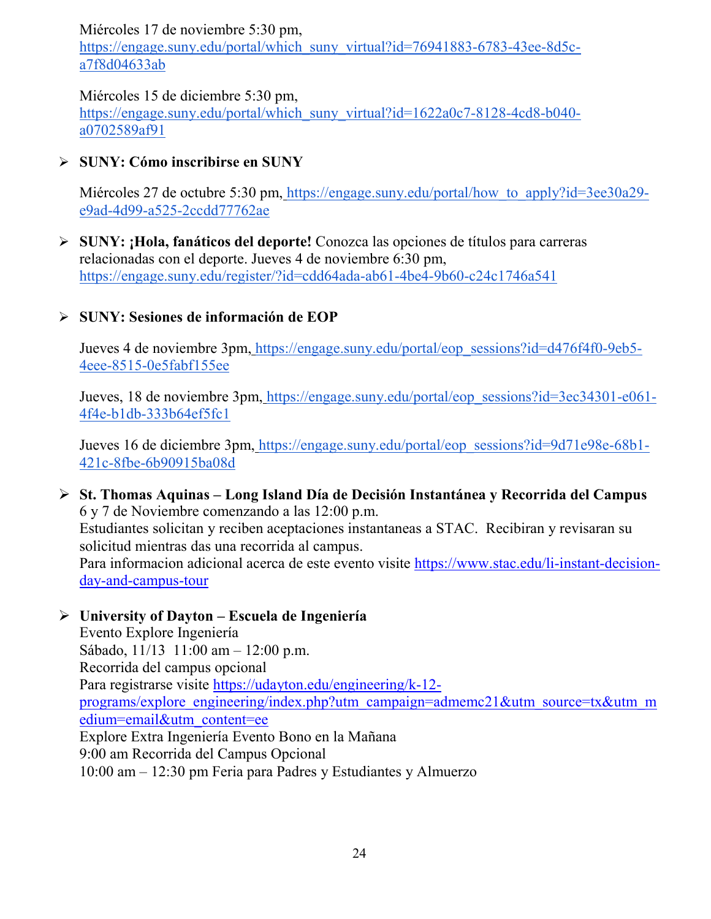Miércoles 17 de noviembre 5:30 pm,
https://engage.suny.edu/portal/which_suny_virtual?id=76941883-6783-43ee-8d5c-a7f8d04633ab

Miércoles 15 de diciembre 5:30 pm,
https://engage.suny.edu/portal/which_suny_virtual?id=1622a0c7-8128-4cd8-b040-a0702589af91

- **SUNY: Cómo inscribirse en SUNY**

  Miércoles 27 de octubre 5:30 pm, https://engage.suny.edu/portal/how_to_apply?id=3ee30a29-e9ad-4d99-a525-2ccdd77762ae

- **SUNY: ¡Hola, fanáticos del deporte!** Conozca las opciones de títulos para carreras relacionadas con el deporte. Jueves 4 de noviembre 6:30 pm, https://engage.suny.edu/register/?id=cdd64ada-ab61-4be4-9b60-c24c1746a541

- **SUNY: Sesiones de información de EOP**

  Jueves 4 de noviembre 3pm, https://engage.suny.edu/portal/eop_sessions?id=d476f4f0-9eb5-4eee-8515-0e5fabf155ee

  Jueves, 18 de noviembre 3pm, https://engage.suny.edu/portal/eop_sessions?id=3ec34301-e061-4f4e-b1db-333b64ef5fc1

  Jueves 16 de diciembre 3pm, https://engage.suny.edu/portal/eop_sessions?id=9d71e98e-68b1-421c-8fbe-6b90915ba08d

- **St. Thomas Aquinas – Long Island Día de Decisión Instantánea y Recorrida del Campus**
  6 y 7 de Noviembre comenzando a las 12:00 p.m.
  Estudiantes solicitan y reciben aceptaciones instantaneas a STAC. Recibiran y revisaran su solicitud mientras das una recorrida al campus.
  Para informacion adicional acerca de este evento visite https://www.stac.edu/li-instant-decision-day-and-campus-tour

- **University of Dayton – Escuela de Ingeniería**
  Evento Explore Ingeniería
  Sábado, 11/13 11:00 am – 12:00 p.m.
  Recorrida del campus opcional
  Para registrarse visite https://udayton.edu/engineering/k-12-programs/explore_engineering/index.php?utm_campaign=admemc21&utm_source=tx&utm_medium=email&utm_content=ee
  Explore Extra Ingeniería Evento Bono en la Mañana
  9:00 am Recorrida del Campus Opcional
  10:00 am – 12:30 pm Feria para Padres y Estudiantes y Almuerzo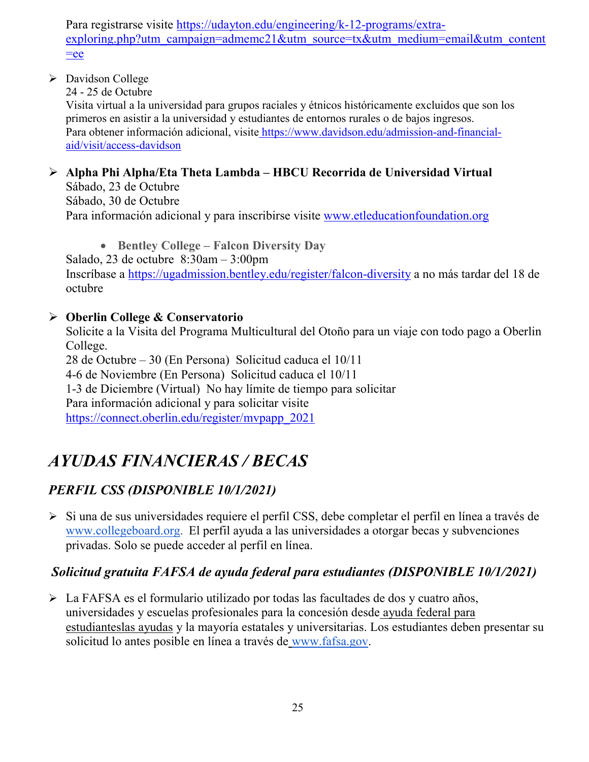Para registrarse visite https://udayton.edu/engineering/k-12-programs/extra-exploring.php?utm_campaign=admemc21&utm_source=tx&utm_medium=email&utm_content=ee

- Davidson College
  24 - 25 de Octubre
  Visita virtual a la universidad para grupos raciales y étnicos históricamente excluidos que son los primeros en asistir a la universidad y estudiantes de entornos rurales o de bajos ingresos.
  Para obtener información adicional, visite https://www.davidson.edu/admission-and-financial-aid/visit/access-davidson

- **Alpha Phi Alpha/Eta Theta Lambda – HBCU Recorrida de Universidad Virtual**
  Sábado, 23 de Octubre
  Sábado, 30 de Octubre
  Para información adicional y para inscribirse visite www.etleducationfoundation.org

  - **Bentley College – Falcon Diversity Day**

  Salado, 23 de octubre 8:30am – 3:00pm
  Inscríbase a https://ugadmission.bentley.edu/register/falcon-diversity a no más tardar del 18 de octubre

- **Oberlin College & Conservatorio**
  Solicite a la Visita del Programa Multicultural del Otoño para un viaje con todo pago a Oberlin College.
  28 de Octubre – 30 (En Persona) Solicitud caduca el 10/11
  4-6 de Noviembre (En Persona) Solicitud caduca el 10/11
  1-3 de Diciembre (Virtual) No hay límite de tiempo para solicitar
  Para información adicional y para solicitar visite https://connect.oberlin.edu/register/mvpapp_2021

# *AYUDAS FINANCIERAS / BECAS*

## *PERFIL CSS (DISPONIBLE 10/1/2021)*

- Si una de sus universidades requiere el perfil CSS, debe completar el perfil en línea a través de www.collegeboard.org. El perfil ayuda a las universidades a otorgar becas y subvenciones privadas. Solo se puede acceder al perfil en línea.

## *Solicitud gratuita FAFSA de ayuda federal para estudiantes (DISPONIBLE 10/1/2021)*

- La FAFSA es el formulario utilizado por todas las facultades de dos y cuatro años, universidades y escuelas profesionales para la concesión desde ayuda federal para estudianteslas ayudas y la mayoría estatales y universitarias. Los estudiantes deben presentar su solicitud lo antes posible en línea a través de www.fafsa.gov.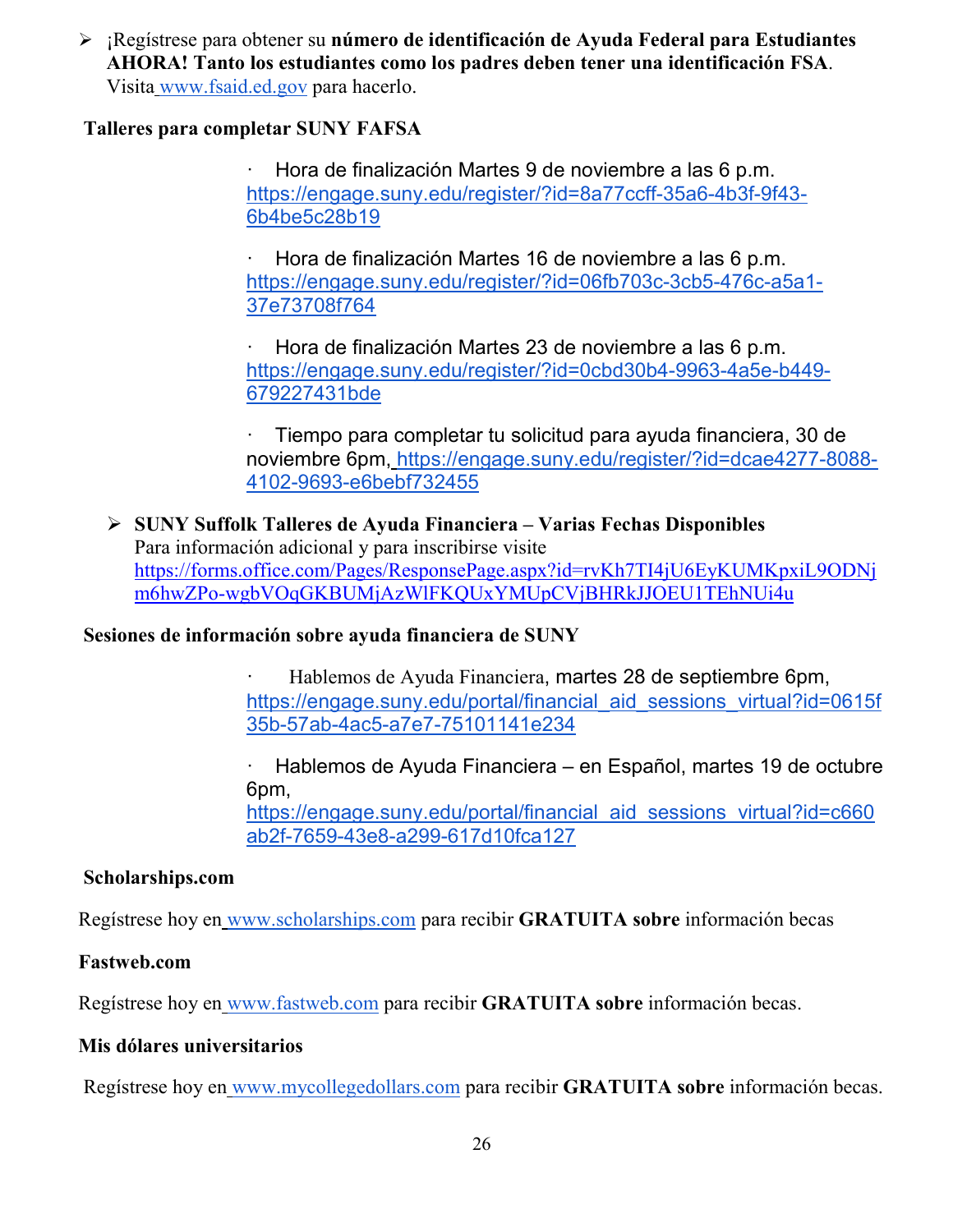- ¡Regístrese para obtener su **número de identificación de Ayuda Federal para Estudiantes AHORA! Tanto los estudiantes como los padres deben tener una identificación FSA**. Visita www.fsaid.ed.gov para hacerlo.

**Talleres para completar SUNY FAFSA**

- Hora de finalización Martes 9 de noviembre a las 6 p.m. https://engage.suny.edu/register/?id=8a77ccff-35a6-4b3f-9f43-6b4be5c28b19
- Hora de finalización Martes 16 de noviembre a las 6 p.m. https://engage.suny.edu/register/?id=06fb703c-3cb5-476c-a5a1-37e73708f764
- Hora de finalización Martes 23 de noviembre a las 6 p.m. https://engage.suny.edu/register/?id=0cbd30b4-9963-4a5e-b449-679227431bde
- Tiempo para completar tu solicitud para ayuda financiera, 30 de noviembre 6pm, https://engage.suny.edu/register/?id=dcae4277-8088-4102-9693-e6bebf732455

- **SUNY Suffolk Talleres de Ayuda Financiera – Varias Fechas Disponibles**
  Para información adicional y para inscribirse visite https://forms.office.com/Pages/ResponsePage.aspx?id=rvKh7TI4jU6EyKUMKpxiL9ODNjm6hwZPo-wgbVOqGKBUMjAzWlFKQUxYMUpCVjBHRkJJOEU1TEhNUi4u

**Sesiones de información sobre ayuda financiera de SUNY**

- Hablemos de Ayuda Financiera, martes 28 de septiembre 6pm, https://engage.suny.edu/portal/financial_aid_sessions_virtual?id=0615f35b-57ab-4ac5-a7e7-75101141e234
- Hablemos de Ayuda Financiera – en Español, martes 19 de octubre 6pm, https://engage.suny.edu/portal/financial_aid_sessions_virtual?id=c660ab2f-7659-43e8-a299-617d10fca127

**Scholarships.com**

Regístrese hoy en www.scholarships.com para recibir **GRATUITA sobre** información becas

**Fastweb.com**

Regístrese hoy en www.fastweb.com para recibir **GRATUITA sobre** información becas.

**Mis dólares universitarios**

Regístrese hoy en www.mycollegedollars.com para recibir **GRATUITA sobre** información becas.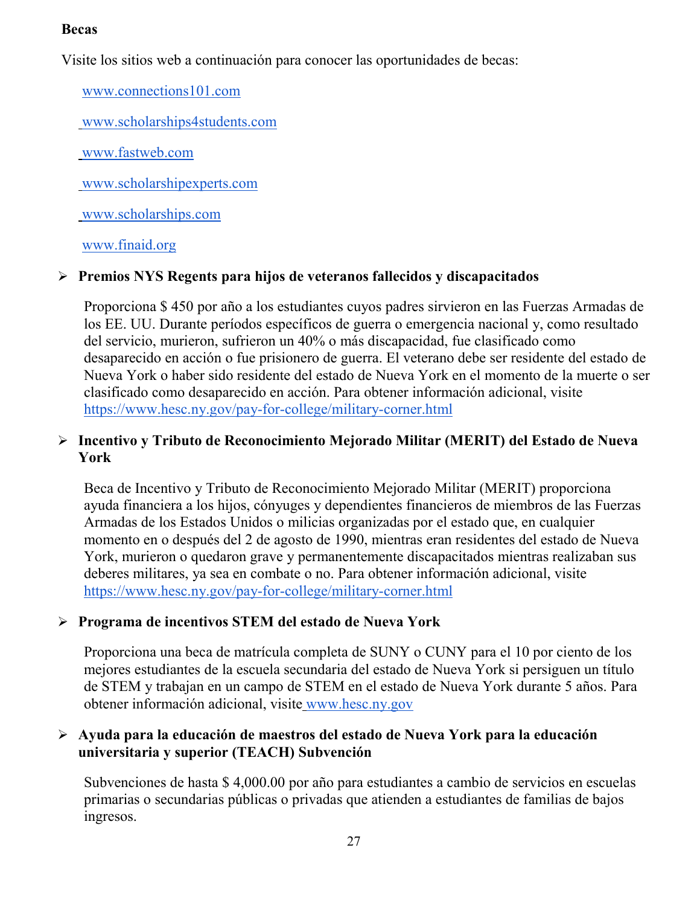**Becas**

Visite los sitios web a continuación para conocer las oportunidades de becas:

www.connections101.com

www.scholarships4students.com

www.fastweb.com

www.scholarshipexperts.com

www.scholarships.com

www.finaid.org

- **Premios NYS Regents para hijos de veteranos fallecidos y discapacitados**

  Proporciona $ 450 por año a los estudiantes cuyos padres sirvieron en las Fuerzas Armadas de los EE. UU. Durante períodos específicos de guerra o emergencia nacional y, como resultado del servicio, murieron, sufrieron un 40% o más discapacidad, fue clasificado como desaparecido en acción o fue prisionero de guerra. El veterano debe ser residente del estado de Nueva York o haber sido residente del estado de Nueva York en el momento de la muerte o ser clasificado como desaparecido en acción. Para obtener información adicional, visite https://www.hesc.ny.gov/pay-for-college/military-corner.html

- **Incentivo y Tributo de Reconocimiento Mejorado Militar (MERIT) del Estado de Nueva York**

  Beca de Incentivo y Tributo de Reconocimiento Mejorado Militar (MERIT) proporciona ayuda financiera a los hijos, cónyuges y dependientes financieros de miembros de las Fuerzas Armadas de los Estados Unidos o milicias organizadas por el estado que, en cualquier momento en o después del 2 de agosto de 1990, mientras eran residentes del estado de Nueva York, murieron o quedaron grave y permanentemente discapacitados mientras realizaban sus deberes militares, ya sea en combate o no. Para obtener información adicional, visite https://www.hesc.ny.gov/pay-for-college/military-corner.html

- **Programa de incentivos STEM del estado de Nueva York**

  Proporciona una beca de matrícula completa de SUNY o CUNY para el 10 por ciento de los mejores estudiantes de la escuela secundaria del estado de Nueva York si persiguen un título de STEM y trabajan en un campo de STEM en el estado de Nueva York durante 5 años. Para obtener información adicional, visite www.hesc.ny.gov

- **Ayuda para la educación de maestros del estado de Nueva York para la educación universitaria y superior (TEACH) Subvención**

  Subvenciones de hasta $ 4,000.00 por año para estudiantes a cambio de servicios en escuelas primarias o secundarias públicas o privadas que atienden a estudiantes de familias de bajos ingresos.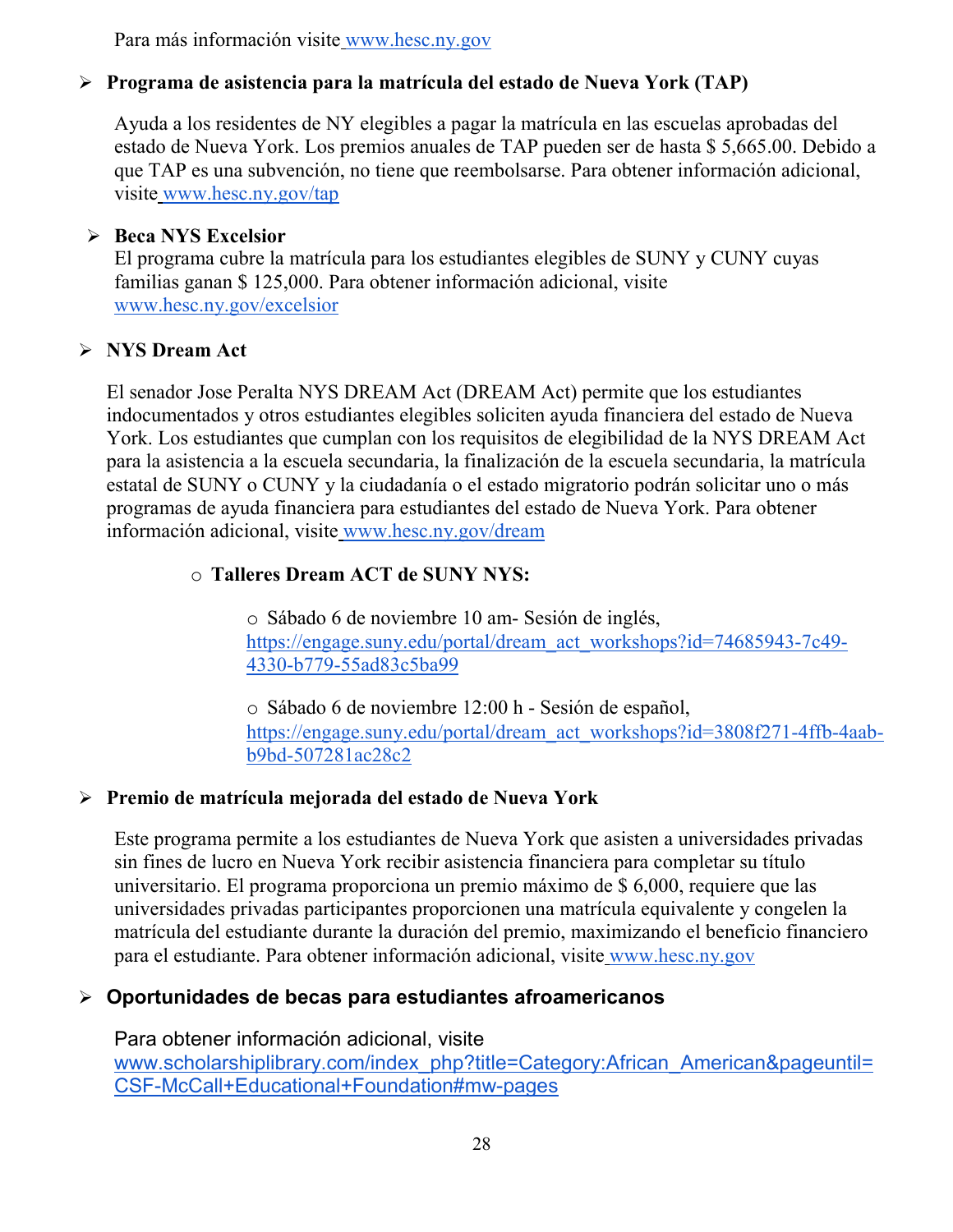Para más información visite [www.hesc.ny.gov](http://www.hesc.ny.gov)

- **Programa de asistencia para la matrícula del estado de Nueva York (TAP)**

  Ayuda a los residentes de NY elegibles a pagar la matrícula en las escuelas aprobadas del estado de Nueva York. Los premios anuales de TAP pueden ser de hasta $ 5,665.00. Debido a que TAP es una subvención, no tiene que reembolsarse. Para obtener información adicional, visite [www.hesc.ny.gov/tap](http://www.hesc.ny.gov/tap)

- **Beca NYS Excelsior**

  El programa cubre la matrícula para los estudiantes elegibles de SUNY y CUNY cuyas familias ganan $ 125,000. Para obtener información adicional, visite [www.hesc.ny.gov/excelsior](http://www.hesc.ny.gov/excelsior)

- **NYS Dream Act**

  El senador Jose Peralta NYS DREAM Act (DREAM Act) permite que los estudiantes indocumentados y otros estudiantes elegibles soliciten ayuda financiera del estado de Nueva York. Los estudiantes que cumplan con los requisitos de elegibilidad de la NYS DREAM Act para la asistencia a la escuela secundaria, la finalización de la escuela secundaria, la matrícula estatal de SUNY o CUNY y la ciudadanía o el estado migratorio podrán solicitar uno o más programas de ayuda financiera para estudiantes del estado de Nueva York. Para obtener información adicional, visite [www.hesc.ny.gov/dream](http://www.hesc.ny.gov/dream)

  - **Talleres Dream ACT de SUNY NYS:**

    - Sábado 6 de noviembre 10 am- Sesión de inglés, https://engage.suny.edu/portal/dream_act_workshops?id=74685943-7c49-4330-b779-55ad83c5ba99

    - Sábado 6 de noviembre 12:00 h - Sesión de español, https://engage.suny.edu/portal/dream_act_workshops?id=3808f271-4ffb-4aab-b9bd-507281ac28c2

- **Premio de matrícula mejorada del estado de Nueva York**

  Este programa permite a los estudiantes de Nueva York que asisten a universidades privadas sin fines de lucro en Nueva York recibir asistencia financiera para completar su título universitario. El programa proporciona un premio máximo de $ 6,000, requiere que las universidades privadas participantes proporcionen una matrícula equivalente y congelen la matrícula del estudiante durante la duración del premio, maximizando el beneficio financiero para el estudiante. Para obtener información adicional, visite [www.hesc.ny.gov](http://www.hesc.ny.gov)

- **Oportunidades de becas para estudiantes afroamericanos**

  Para obtener información adicional, visite www.scholarshiplibrary.com/index_php?title=Category:African_American&pageuntil=CSF-McCall+Educational+Foundation#mw-pages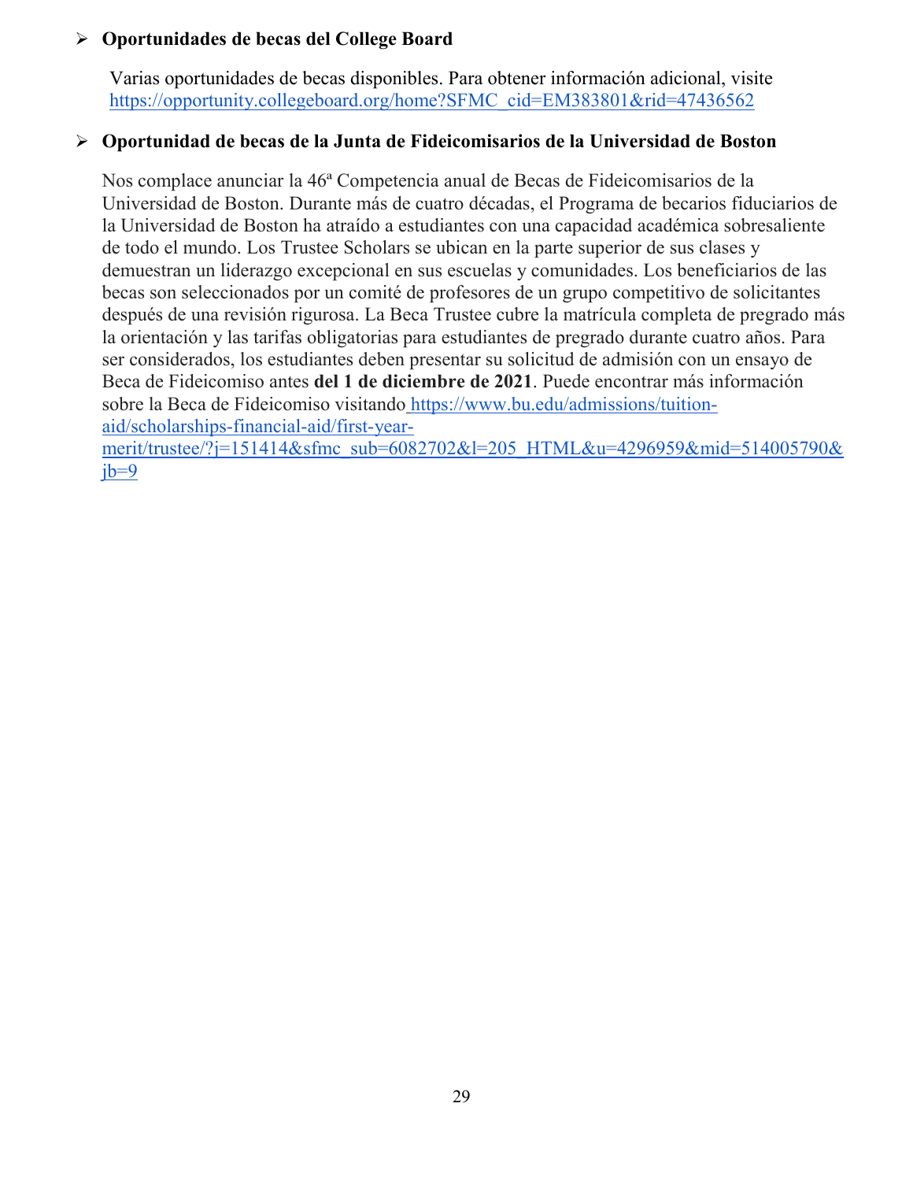- **Oportunidades de becas del College Board**

  Varias oportunidades de becas disponibles. Para obtener información adicional, visite https://opportunity.collegeboard.org/home?SFMC_cid=EM383801&rid=47436562

- **Oportunidad de becas de la Junta de Fideicomisarios de la Universidad de Boston**

  Nos complace anunciar la 46ª Competencia anual de Becas de Fideicomisarios de la Universidad de Boston. Durante más de cuatro décadas, el Programa de becarios fiduciarios de la Universidad de Boston ha atraído a estudiantes con una capacidad académica sobresaliente de todo el mundo. Los Trustee Scholars se ubican en la parte superior de sus clases y demuestran un liderazgo excepcional en sus escuelas y comunidades. Los beneficiarios de las becas son seleccionados por un comité de profesores de un grupo competitivo de solicitantes después de una revisión rigurosa. La Beca Trustee cubre la matrícula completa de pregrado más la orientación y las tarifas obligatorias para estudiantes de pregrado durante cuatro años. Para ser considerados, los estudiantes deben presentar su solicitud de admisión con un ensayo de Beca de Fideicomiso antes **del 1 de diciembre de 2021**. Puede encontrar más información sobre la Beca de Fideicomiso visitando https://www.bu.edu/admissions/tuition-aid/scholarships-financial-aid/first-year-merit/trustee/?j=151414&sfmc_sub=6082702&l=205_HTML&u=4296959&mid=514005790&jb=9